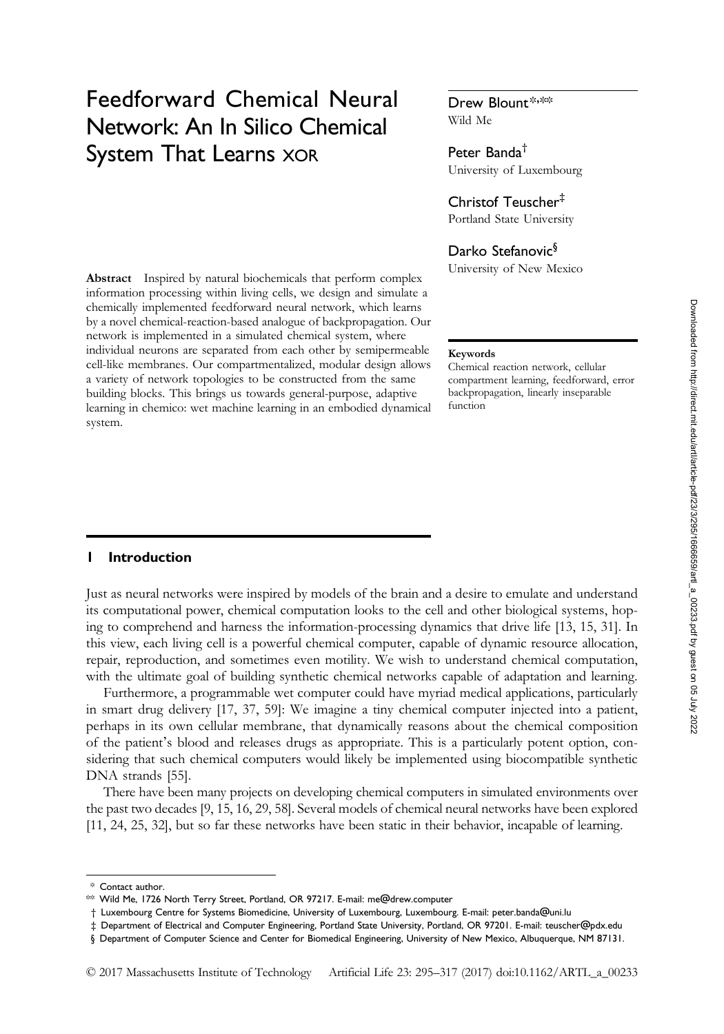# Feedforward Chemical Neural Network: An In Silico Chemical System That Learns XOR

**Drew Blount**[*,**]
Wild Me

**Peter Banda**[†]
University of Luxembourg

**Christof Teuscher**[‡]
Portland State University

**Darko Stefanovic**[§]
University of New Mexico

**Abstract** Inspired by natural biochemicals that perform complex information processing within living cells, we design and simulate a chemically implemented feedforward neural network, which learns by a novel chemical-reaction-based analogue of backpropagation. Our network is implemented in a simulated chemical system, where individual neurons are separated from each other by semipermeable cell-like membranes. Our compartmentalized, modular design allows a variety of network topologies to be constructed from the same building blocks. This brings us towards general-purpose, adaptive learning in chemico: wet machine learning in an embodied dynamical system.

**Keywords**
Chemical reaction network, cellular compartment learning, feedforward, error backpropagation, linearly inseparable function

## 1 Introduction

Just as neural networks were inspired by models of the brain and a desire to emulate and understand its computational power, chemical computation looks to the cell and other biological systems, hoping to comprehend and harness the information-processing dynamics that drive life [13, 15, 31]. In this view, each living cell is a powerful chemical computer, capable of dynamic resource allocation, repair, reproduction, and sometimes even motility. We wish to understand chemical computation, with the ultimate goal of building synthetic chemical networks capable of adaptation and learning.

Furthermore, a programmable wet computer could have myriad medical applications, particularly in smart drug delivery [17, 37, 59]: We imagine a tiny chemical computer injected into a patient, perhaps in its own cellular membrane, that dynamically reasons about the chemical composition of the patient's blood and releases drugs as appropriate. This is a particularly potent option, considering that such chemical computers would likely be implemented using biocompatible synthetic DNA strands [55].

There have been many projects on developing chemical computers in simulated environments over the past two decades [9, 15, 16, 29, 58]. Several models of chemical neural networks have been explored [11, 24, 25, 32], but so far these networks have been static in their behavior, incapable of learning.

---

[*] Contact author.
[**] Wild Me, 1726 North Terry Street, Portland, OR 97217. E-mail: me@drew.computer
[†] Luxembourg Centre for Systems Biomedicine, University of Luxembourg, Luxembourg. E-mail: peter.banda@uni.lu
[‡] Department of Electrical and Computer Engineering, Portland State University, Portland, OR 97201. E-mail: teuscher@pdx.edu
[§] Department of Computer Science and Center for Biomedical Engineering, University of New Mexico, Albuquerque, NM 87131.

© 2017 Massachusetts Institute of Technology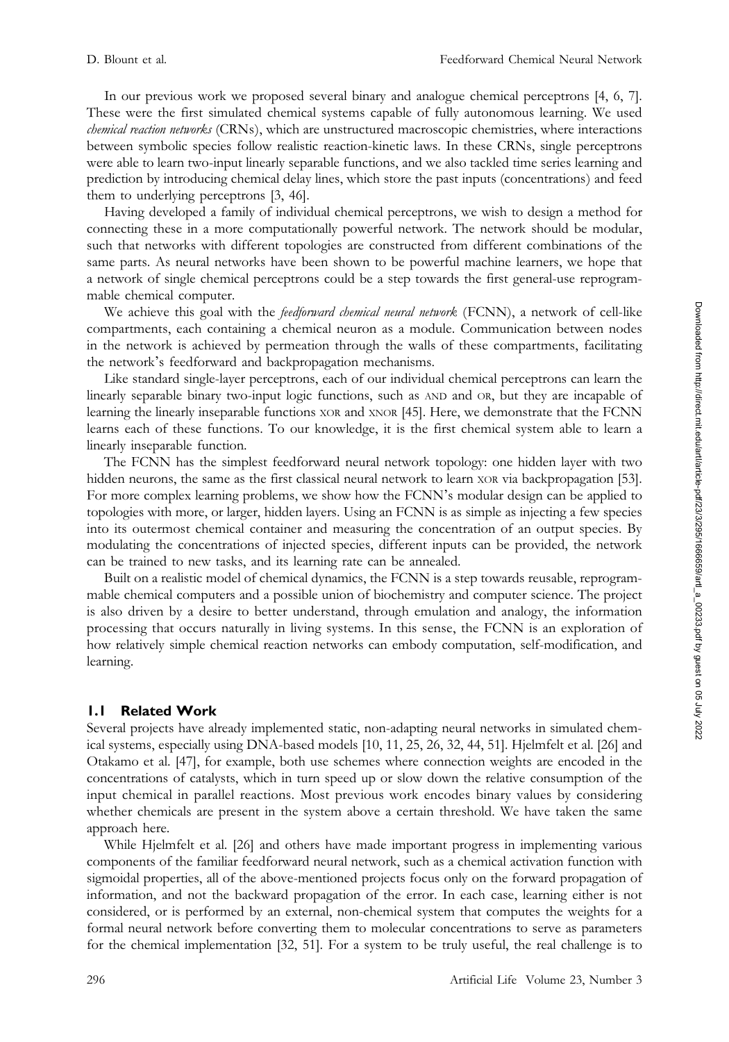In our previous work we proposed several binary and analogue chemical perceptrons [4, 6, 7]. These were the first simulated chemical systems capable of fully autonomous learning. We used *chemical reaction networks* (CRNs), which are unstructured macroscopic chemistries, where interactions between symbolic species follow realistic reaction-kinetic laws. In these CRNs, single perceptrons were able to learn two-input linearly separable functions, and we also tackled time series learning and prediction by introducing chemical delay lines, which store the past inputs (concentrations) and feed them to underlying perceptrons [3, 46].

Having developed a family of individual chemical perceptrons, we wish to design a method for connecting these in a more computationally powerful network. The network should be modular, such that networks with different topologies are constructed from different combinations of the same parts. As neural networks have been shown to be powerful machine learners, we hope that a network of single chemical perceptrons could be a step towards the first general-use reprogrammable chemical computer.

We achieve this goal with the *feedforward chemical neural network* (FCNN), a network of cell-like compartments, each containing a chemical neuron as a module. Communication between nodes in the network is achieved by permeation through the walls of these compartments, facilitating the network's feedforward and backpropagation mechanisms.

Like standard single-layer perceptrons, each of our individual chemical perceptrons can learn the linearly separable binary two-input logic functions, such as AND and OR, but they are incapable of learning the linearly inseparable functions XOR and XNOR [45]. Here, we demonstrate that the FCNN learns each of these functions. To our knowledge, it is the first chemical system able to learn a linearly inseparable function.

The FCNN has the simplest feedforward neural network topology: one hidden layer with two hidden neurons, the same as the first classical neural network to learn XOR via backpropagation [53]. For more complex learning problems, we show how the FCNN's modular design can be applied to topologies with more, or larger, hidden layers. Using an FCNN is as simple as injecting a few species into its outermost chemical container and measuring the concentration of an output species. By modulating the concentrations of injected species, different inputs can be provided, the network can be trained to new tasks, and its learning rate can be annealed.

Built on a realistic model of chemical dynamics, the FCNN is a step towards reusable, reprogrammable chemical computers and a possible union of biochemistry and computer science. The project is also driven by a desire to better understand, through emulation and analogy, the information processing that occurs naturally in living systems. In this sense, the FCNN is an exploration of how relatively simple chemical reaction networks can embody computation, self-modification, and learning.

### 1.1 Related Work

Several projects have already implemented static, non-adapting neural networks in simulated chemical systems, especially using DNA-based models [10, 11, 25, 26, 32, 44, 51]. Hjelmfelt et al. [26] and Otakamo et al. [47], for example, both use schemes where connection weights are encoded in the concentrations of catalysts, which in turn speed up or slow down the relative consumption of the input chemical in parallel reactions. Most previous work encodes binary values by considering whether chemicals are present in the system above a certain threshold. We have taken the same approach here.

While Hjelmfelt et al. [26] and others have made important progress in implementing various components of the familiar feedforward neural network, such as a chemical activation function with sigmoidal properties, all of the above-mentioned projects focus only on the forward propagation of information, and not the backward propagation of the error. In each case, learning either is not considered, or is performed by an external, non-chemical system that computes the weights for a formal neural network before converting them to molecular concentrations to serve as parameters for the chemical implementation [32, 51]. For a system to be truly useful, the real challenge is to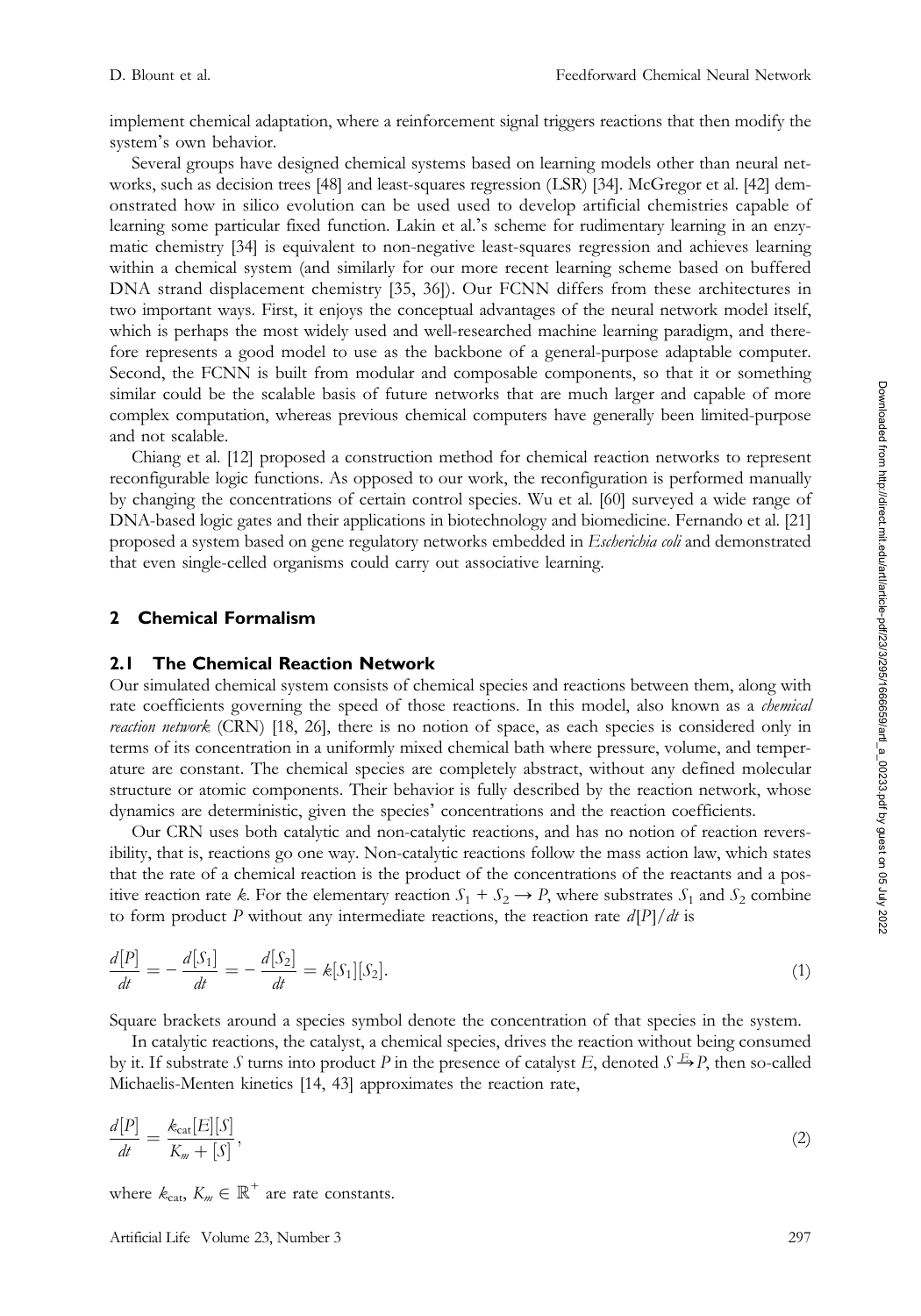implement chemical adaptation, where a reinforcement signal triggers reactions that then modify the system's own behavior.

Several groups have designed chemical systems based on learning models other than neural networks, such as decision trees [48] and least-squares regression (LSR) [34]. McGregor et al. [42] demonstrated how in silico evolution can be used used to develop artificial chemistries capable of learning some particular fixed function. Lakin et al.'s scheme for rudimentary learning in an enzymatic chemistry [34] is equivalent to non-negative least-squares regression and achieves learning within a chemical system (and similarly for our more recent learning scheme based on buffered DNA strand displacement chemistry [35, 36]). Our FCNN differs from these architectures in two important ways. First, it enjoys the conceptual advantages of the neural network model itself, which is perhaps the most widely used and well-researched machine learning paradigm, and therefore represents a good model to use as the backbone of a general-purpose adaptable computer. Second, the FCNN is built from modular and composable components, so that it or something similar could be the scalable basis of future networks that are much larger and capable of more complex computation, whereas previous chemical computers have generally been limited-purpose and not scalable.

Chiang et al. [12] proposed a construction method for chemical reaction networks to represent reconfigurable logic functions. As opposed to our work, the reconfiguration is performed manually by changing the concentrations of certain control species. Wu et al. [60] surveyed a wide range of DNA-based logic gates and their applications in biotechnology and biomedicine. Fernando et al. [21] proposed a system based on gene regulatory networks embedded in *Escherichia coli* and demonstrated that even single-celled organisms could carry out associative learning.

## 2 Chemical Formalism

### 2.1 The Chemical Reaction Network

Our simulated chemical system consists of chemical species and reactions between them, along with rate coefficients governing the speed of those reactions. In this model, also known as a *chemical reaction network* (CRN) [18, 26], there is no notion of space, as each species is considered only in terms of its concentration in a uniformly mixed chemical bath where pressure, volume, and temperature are constant. The chemical species are completely abstract, without any defined molecular structure or atomic components. Their behavior is fully described by the reaction network, whose dynamics are deterministic, given the species' concentrations and the reaction coefficients.

Our CRN uses both catalytic and non-catalytic reactions, and has no notion of reaction reversibility, that is, reactions go one way. Non-catalytic reactions follow the mass action law, which states that the rate of a chemical reaction is the product of the concentrations of the reactants and a positive reaction rate $k$. For the elementary reaction $S_1 + S_2 \rightarrow P$, where substrates $S_1$ and $S_2$ combine to form product $P$ without any intermediate reactions, the reaction rate $d[P]/dt$ is

$$\frac{d[P]}{dt} = -\frac{d[S_1]}{dt} = -\frac{d[S_2]}{dt} = k[S_1][S_2]. \tag{1}$$

Square brackets around a species symbol denote the concentration of that species in the system.

In catalytic reactions, the catalyst, a chemical species, drives the reaction without being consumed by it. If substrate $S$ turns into product $P$ in the presence of catalyst $E$, denoted $S \xrightarrow{E} P$, then so-called Michaelis-Menten kinetics [14, 43] approximates the reaction rate,

$$\frac{d[P]}{dt} = \frac{k_{\text{cat}}[E][S]}{K_m + [S]}, \tag{2}$$

where $k_{\text{cat}}, K_m \in \mathbb{R}^+$ are rate constants.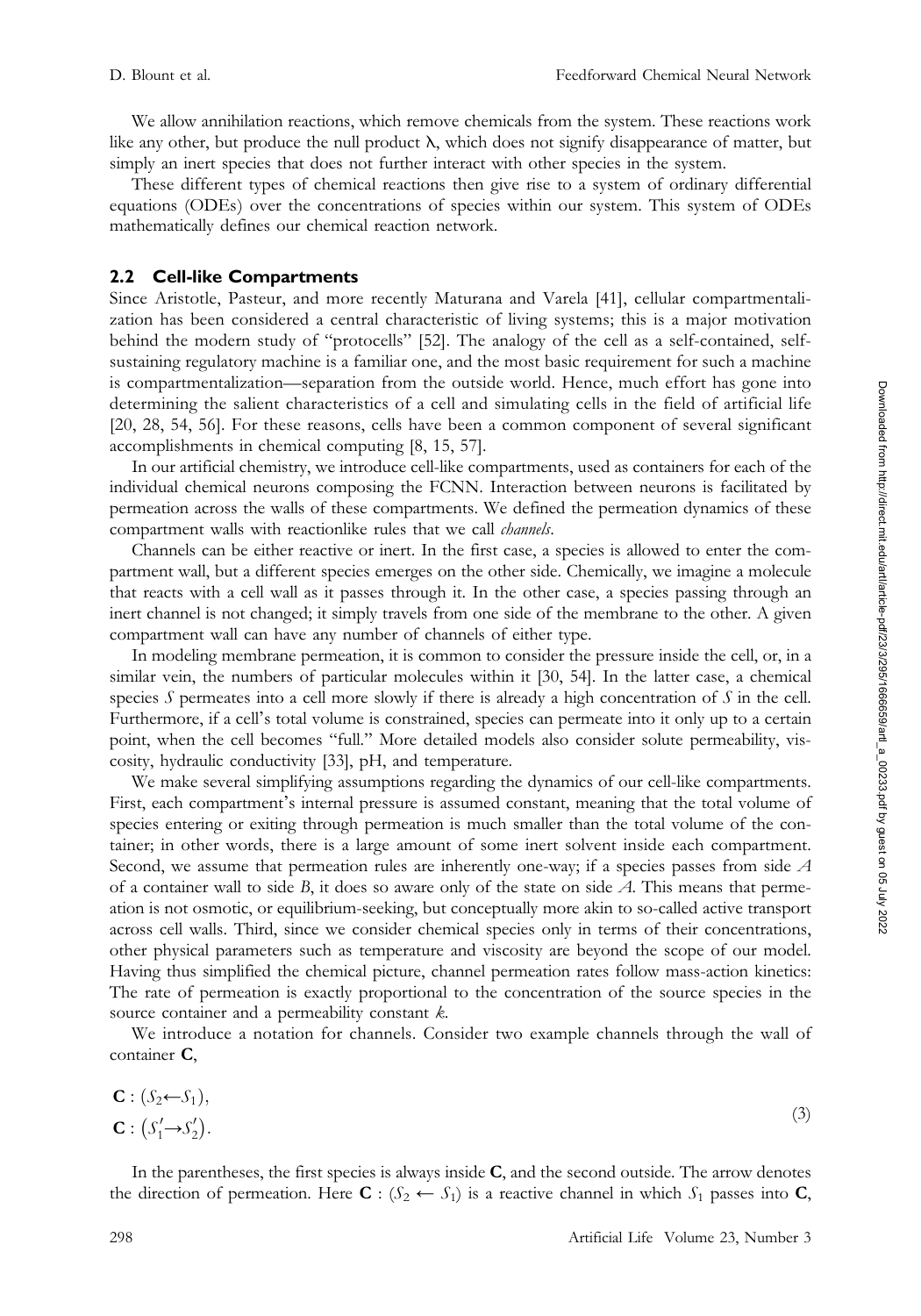We allow annihilation reactions, which remove chemicals from the system. These reactions work like any other, but produce the null product λ, which does not signify disappearance of matter, but simply an inert species that does not further interact with other species in the system.

These different types of chemical reactions then give rise to a system of ordinary differential equations (ODEs) over the concentrations of species within our system. This system of ODEs mathematically defines our chemical reaction network.

### 2.2 Cell-like Compartments

Since Aristotle, Pasteur, and more recently Maturana and Varela [41], cellular compartmentalization has been considered a central characteristic of living systems; this is a major motivation behind the modern study of "protocells" [52]. The analogy of the cell as a self-contained, self-sustaining regulatory machine is a familiar one, and the most basic requirement for such a machine is compartmentalization—separation from the outside world. Hence, much effort has gone into determining the salient characteristics of a cell and simulating cells in the field of artificial life [20, 28, 54, 56]. For these reasons, cells have been a common component of several significant accomplishments in chemical computing [8, 15, 57].

In our artificial chemistry, we introduce cell-like compartments, used as containers for each of the individual chemical neurons composing the FCNN. Interaction between neurons is facilitated by permeation across the walls of these compartments. We defined the permeation dynamics of these compartment walls with reactionlike rules that we call *channels*.

Channels can be either reactive or inert. In the first case, a species is allowed to enter the compartment wall, but a different species emerges on the other side. Chemically, we imagine a molecule that reacts with a cell wall as it passes through it. In the other case, a species passing through an inert channel is not changed; it simply travels from one side of the membrane to the other. A given compartment wall can have any number of channels of either type.

In modeling membrane permeation, it is common to consider the pressure inside the cell, or, in a similar vein, the numbers of particular molecules within it [30, 54]. In the latter case, a chemical species $S$ permeates into a cell more slowly if there is already a high concentration of $S$ in the cell. Furthermore, if a cell's total volume is constrained, species can permeate into it only up to a certain point, when the cell becomes "full." More detailed models also consider solute permeability, viscosity, hydraulic conductivity [33], pH, and temperature.

We make several simplifying assumptions regarding the dynamics of our cell-like compartments. First, each compartment's internal pressure is assumed constant, meaning that the total volume of species entering or exiting through permeation is much smaller than the total volume of the container; in other words, there is a large amount of some inert solvent inside each compartment. Second, we assume that permeation rules are inherently one-way; if a species passes from side $A$ of a container wall to side $B$, it does so aware only of the state on side $A$. This means that permeation is not osmotic, or equilibrium-seeking, but conceptually more akin to so-called active transport across cell walls. Third, since we consider chemical species only in terms of their concentrations, other physical parameters such as temperature and viscosity are beyond the scope of our model. Having thus simplified the chemical picture, channel permeation rates follow mass-action kinetics: The rate of permeation is exactly proportional to the concentration of the source species in the source container and a permeability constant $k$.

We introduce a notation for channels. Consider two example channels through the wall of container $\mathbf{C}$,

$$
\begin{aligned}
&\mathbf{C} : (S_2 \leftarrow S_1), \\
&\mathbf{C} : (S_1' \rightarrow S_2').
\end{aligned}
\tag{3}
$$

In the parentheses, the first species is always inside $\mathbf{C}$, and the second outside. The arrow denotes the direction of permeation. Here $\mathbf{C} : (S_2 \leftarrow S_1)$ is a reactive channel in which $S_1$ passes into $\mathbf{C}$,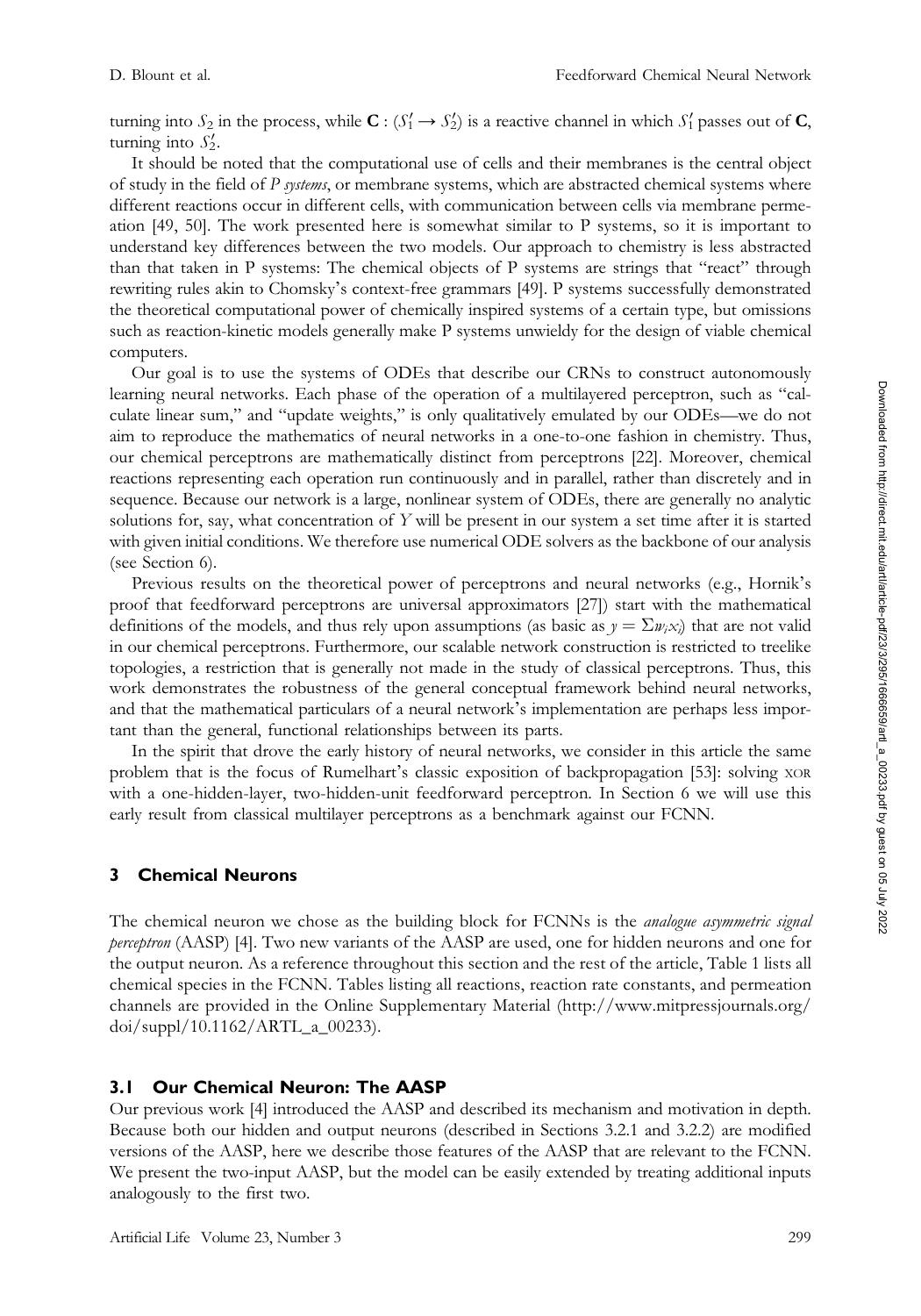turning into $S_2$ in the process, while $\mathbf{C} : (S_1' \rightarrow S_2')$ is a reactive channel in which $S_1'$ passes out of $\mathbf{C}$, turning into $S_2'$.

It should be noted that the computational use of cells and their membranes is the central object of study in the field of *P systems*, or membrane systems, which are abstracted chemical systems where different reactions occur in different cells, with communication between cells via membrane permeation [49, 50]. The work presented here is somewhat similar to P systems, so it is important to understand key differences between the two models. Our approach to chemistry is less abstracted than that taken in P systems: The chemical objects of P systems are strings that "react" through rewriting rules akin to Chomsky's context-free grammars [49]. P systems successfully demonstrated the theoretical computational power of chemically inspired systems of a certain type, but omissions such as reaction-kinetic models generally make P systems unwieldy for the design of viable chemical computers.

Our goal is to use the systems of ODEs that describe our CRNs to construct autonomously learning neural networks. Each phase of the operation of a multilayered perceptron, such as "calculate linear sum," and "update weights," is only qualitatively emulated by our ODEs—we do not aim to reproduce the mathematics of neural networks in a one-to-one fashion in chemistry. Thus, our chemical perceptrons are mathematically distinct from perceptrons [22]. Moreover, chemical reactions representing each operation run continuously and in parallel, rather than discretely and in sequence. Because our network is a large, nonlinear system of ODEs, there are generally no analytic solutions for, say, what concentration of $Y$ will be present in our system a set time after it is started with given initial conditions. We therefore use numerical ODE solvers as the backbone of our analysis (see Section 6).

Previous results on the theoretical power of perceptrons and neural networks (e.g., Hornik's proof that feedforward perceptrons are universal approximators [27]) start with the mathematical definitions of the models, and thus rely upon assumptions (as basic as $y = \Sigma w_i x_i$) that are not valid in our chemical perceptrons. Furthermore, our scalable network construction is restricted to treelike topologies, a restriction that is generally not made in the study of classical perceptrons. Thus, this work demonstrates the robustness of the general conceptual framework behind neural networks, and that the mathematical particulars of a neural network's implementation are perhaps less important than the general, functional relationships between its parts.

In the spirit that drove the early history of neural networks, we consider in this article the same problem that is the focus of Rumelhart's classic exposition of backpropagation [53]: solving XOR with a one-hidden-layer, two-hidden-unit feedforward perceptron. In Section 6 we will use this early result from classical multilayer perceptrons as a benchmark against our FCNN.

## 3 Chemical Neurons

The chemical neuron we chose as the building block for FCNNs is the *analogue asymmetric signal perceptron* (AASP) [4]. Two new variants of the AASP are used, one for hidden neurons and one for the output neuron. As a reference throughout this section and the rest of the article, Table 1 lists all chemical species in the FCNN. Tables listing all reactions, reaction rate constants, and permeation channels are provided in the Online Supplementary Material (http://www.mitpressjournals.org/doi/suppl/10.1162/ARTL_a_00233).

### 3.1 Our Chemical Neuron: The AASP

Our previous work [4] introduced the AASP and described its mechanism and motivation in depth. Because both our hidden and output neurons (described in Sections 3.2.1 and 3.2.2) are modified versions of the AASP, here we describe those features of the AASP that are relevant to the FCNN. We present the two-input AASP, but the model can be easily extended by treating additional inputs analogously to the first two.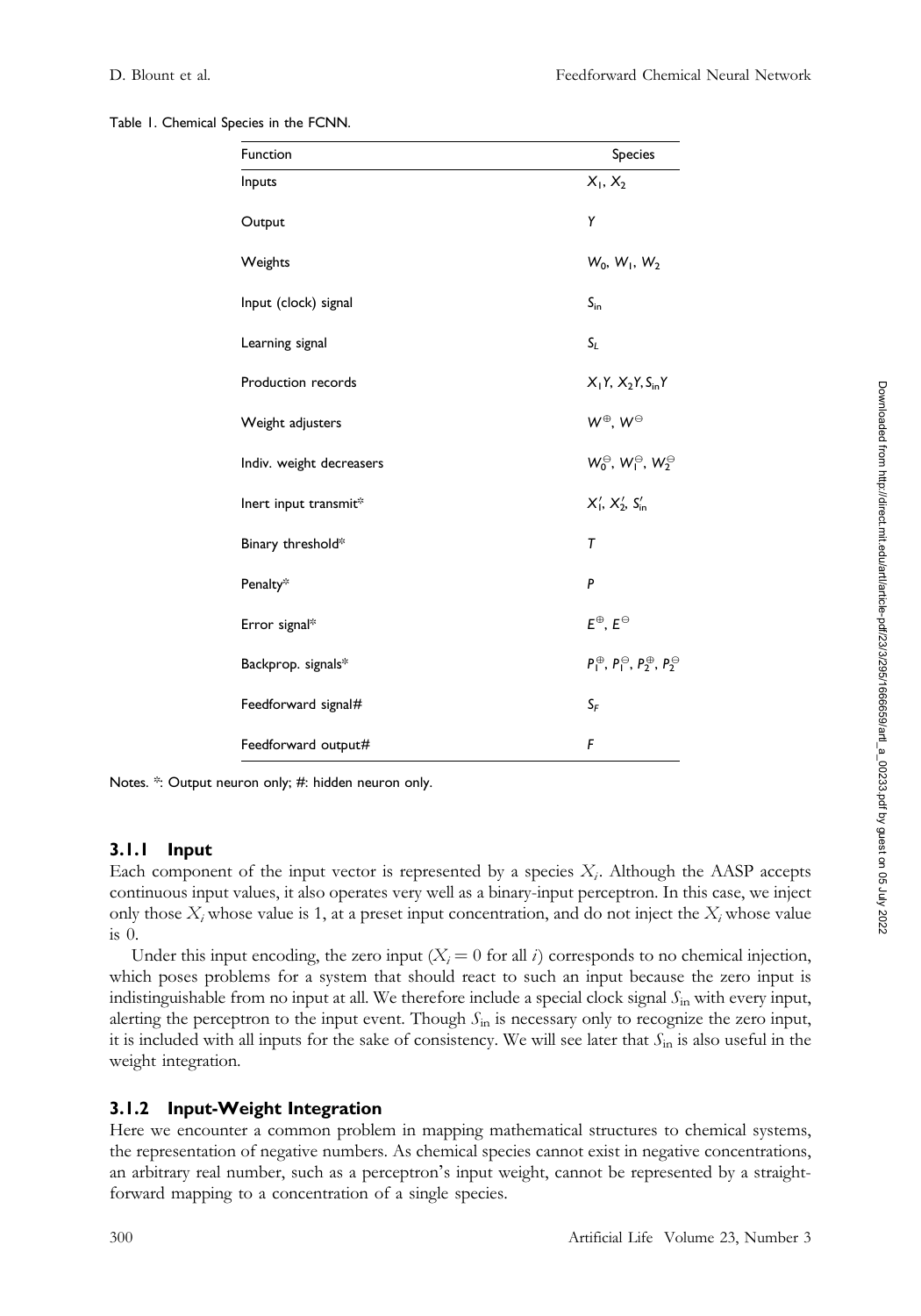Table 1. Chemical Species in the FCNN.

| Function | Species |
| --- | --- |
| Inputs | $X_1$, $X_2$ |
| Output | $Y$ |
| Weights | $W_0$, $W_1$, $W_2$ |
| Input (clock) signal | $S_{in}$ |
| Learning signal | $S_L$ |
| Production records | $X_1Y$, $X_2Y$, $S_{in}Y$ |
| Weight adjusters | $W^{\oplus}$, $W^{\ominus}$ |
| Indiv. weight decreasers | $W_0^{\ominus}$, $W_1^{\ominus}$, $W_2^{\ominus}$ |
| Inert input transmit* | $X_1'$, $X_2'$, $S_{in}'$ |
| Binary threshold* | $T$ |
| Penalty* | $P$ |
| Error signal* | $E^{\oplus}$, $E^{\ominus}$ |
| Backprop. signals* | $P_1^{\oplus}$, $P_1^{\ominus}$, $P_2^{\oplus}$, $P_2^{\ominus}$ |
| Feedforward signal# | $S_F$ |
| Feedforward output# | $F$ |

Notes. *: Output neuron only; #: hidden neuron only.

### 3.1.1 Input

Each component of the input vector is represented by a species $X_i$. Although the AASP accepts continuous input values, it also operates very well as a binary-input perceptron. In this case, we inject only those $X_i$ whose value is 1, at a preset input concentration, and do not inject the $X_i$ whose value is 0.

Under this input encoding, the zero input ($X_i = 0$ for all $i$) corresponds to no chemical injection, which poses problems for a system that should react to such an input because the zero input is indistinguishable from no input at all. We therefore include a special clock signal $S_{in}$ with every input, alerting the perceptron to the input event. Though $S_{in}$ is necessary only to recognize the zero input, it is included with all inputs for the sake of consistency. We will see later that $S_{in}$ is also useful in the weight integration.

### 3.1.2 Input-Weight Integration

Here we encounter a common problem in mapping mathematical structures to chemical systems, the representation of negative numbers. As chemical species cannot exist in negative concentrations, an arbitrary real number, such as a perceptron's input weight, cannot be represented by a straightforward mapping to a concentration of a single species.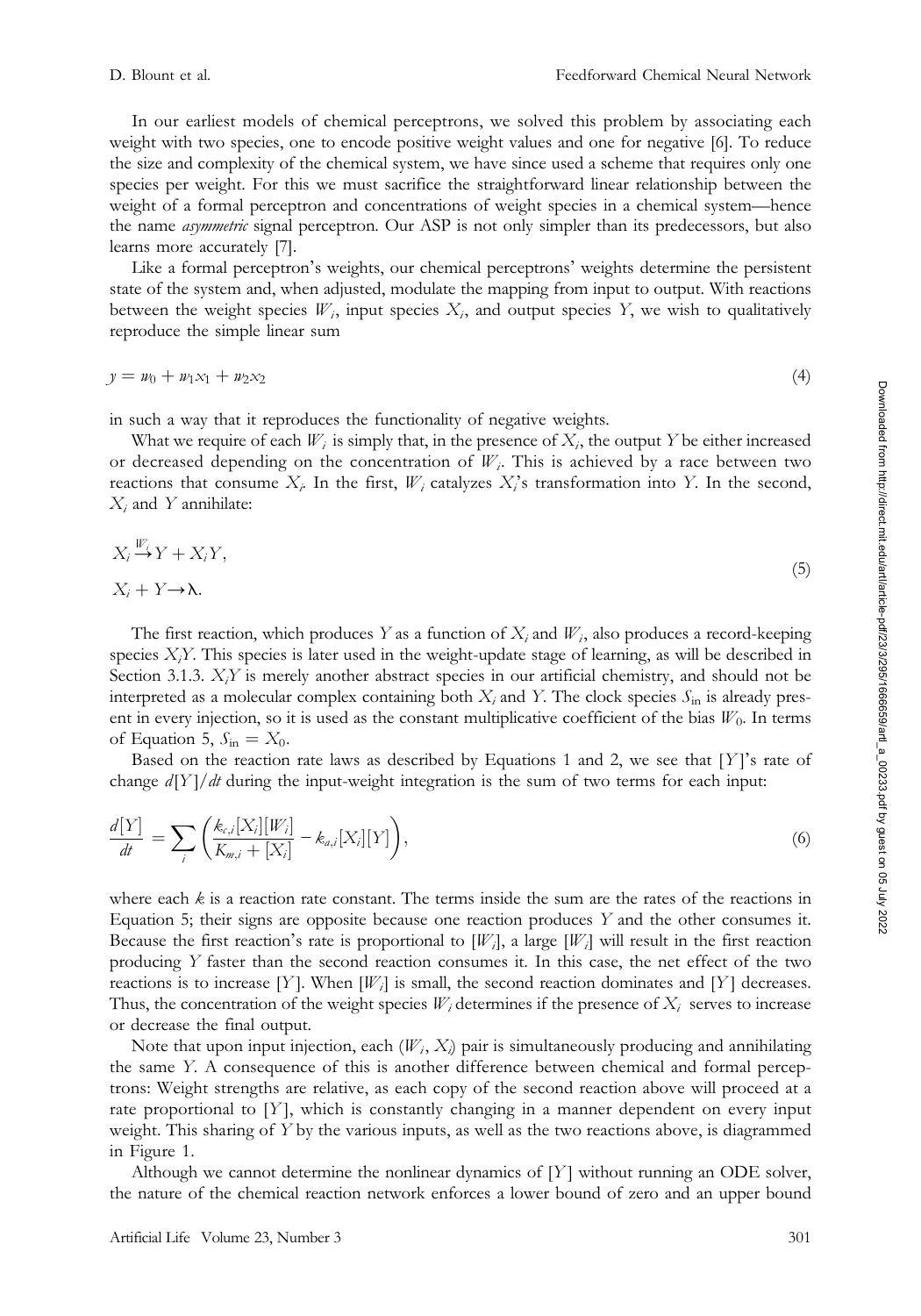In our earliest models of chemical perceptrons, we solved this problem by associating each weight with two species, one to encode positive weight values and one for negative [6]. To reduce the size and complexity of the chemical system, we have since used a scheme that requires only one species per weight. For this we must sacrifice the straightforward linear relationship between the weight of a formal perceptron and concentrations of weight species in a chemical system—hence the name *asymmetric* signal perceptron. Our ASP is not only simpler than its predecessors, but also learns more accurately [7].

Like a formal perceptron's weights, our chemical perceptrons' weights determine the persistent state of the system and, when adjusted, modulate the mapping from input to output. With reactions between the weight species $W_i$, input species $X_i$, and output species $Y$, we wish to qualitatively reproduce the simple linear sum

$$y = w_0 + w_1 x_1 + w_2 x_2 \tag{4}$$

in such a way that it reproduces the functionality of negative weights.

What we require of each $W_i$ is simply that, in the presence of $X_i$, the output $Y$ be either increased or decreased depending on the concentration of $W_i$. This is achieved by a race between two reactions that consume $X_i$. In the first, $W_i$ catalyzes $X_i$'s transformation into $Y$. In the second, $X_i$ and $Y$ annihilate:

$$\begin{aligned} &X_i \xrightarrow{W_i} Y + X_i Y, \\ &X_i + Y \rightarrow \lambda. \end{aligned} \tag{5}$$

The first reaction, which produces $Y$ as a function of $X_i$ and $W_i$, also produces a record-keeping species $X_iY$. This species is later used in the weight-update stage of learning, as will be described in Section 3.1.3. $X_iY$ is merely another abstract species in our artificial chemistry, and should not be interpreted as a molecular complex containing both $X_i$ and $Y$. The clock species $S_{\text{in}}$ is already present in every injection, so it is used as the constant multiplicative coefficient of the bias $W_0$. In terms of Equation 5, $S_{\text{in}} = X_0$.

Based on the reaction rate laws as described by Equations 1 and 2, we see that $[Y]$'s rate of change $d[Y]/dt$ during the input-weight integration is the sum of two terms for each input:

$$\frac{d[Y]}{dt} = \sum_i \left( \frac{k_{c,i}[X_i][W_i]}{K_{m,i} + [X_i]} - k_{a,i}[X_i][Y] \right), \tag{6}$$

where each $k$ is a reaction rate constant. The terms inside the sum are the rates of the reactions in Equation 5; their signs are opposite because one reaction produces $Y$ and the other consumes it. Because the first reaction's rate is proportional to $[W_i]$, a large $[W_i]$ will result in the first reaction producing $Y$ faster than the second reaction consumes it. In this case, the net effect of the two reactions is to increase $[Y]$. When $[W_i]$ is small, the second reaction dominates and $[Y]$ decreases. Thus, the concentration of the weight species $W_i$ determines if the presence of $X_i$ serves to increase or decrease the final output.

Note that upon input injection, each ($W_i$, $X_i$) pair is simultaneously producing and annihilating the same $Y$. A consequence of this is another difference between chemical and formal perceptrons: Weight strengths are relative, as each copy of the second reaction above will proceed at a rate proportional to $[Y]$, which is constantly changing in a manner dependent on every input weight. This sharing of $Y$ by the various inputs, as well as the two reactions above, is diagrammed in Figure 1.

Although we cannot determine the nonlinear dynamics of $[Y]$ without running an ODE solver, the nature of the chemical reaction network enforces a lower bound of zero and an upper bound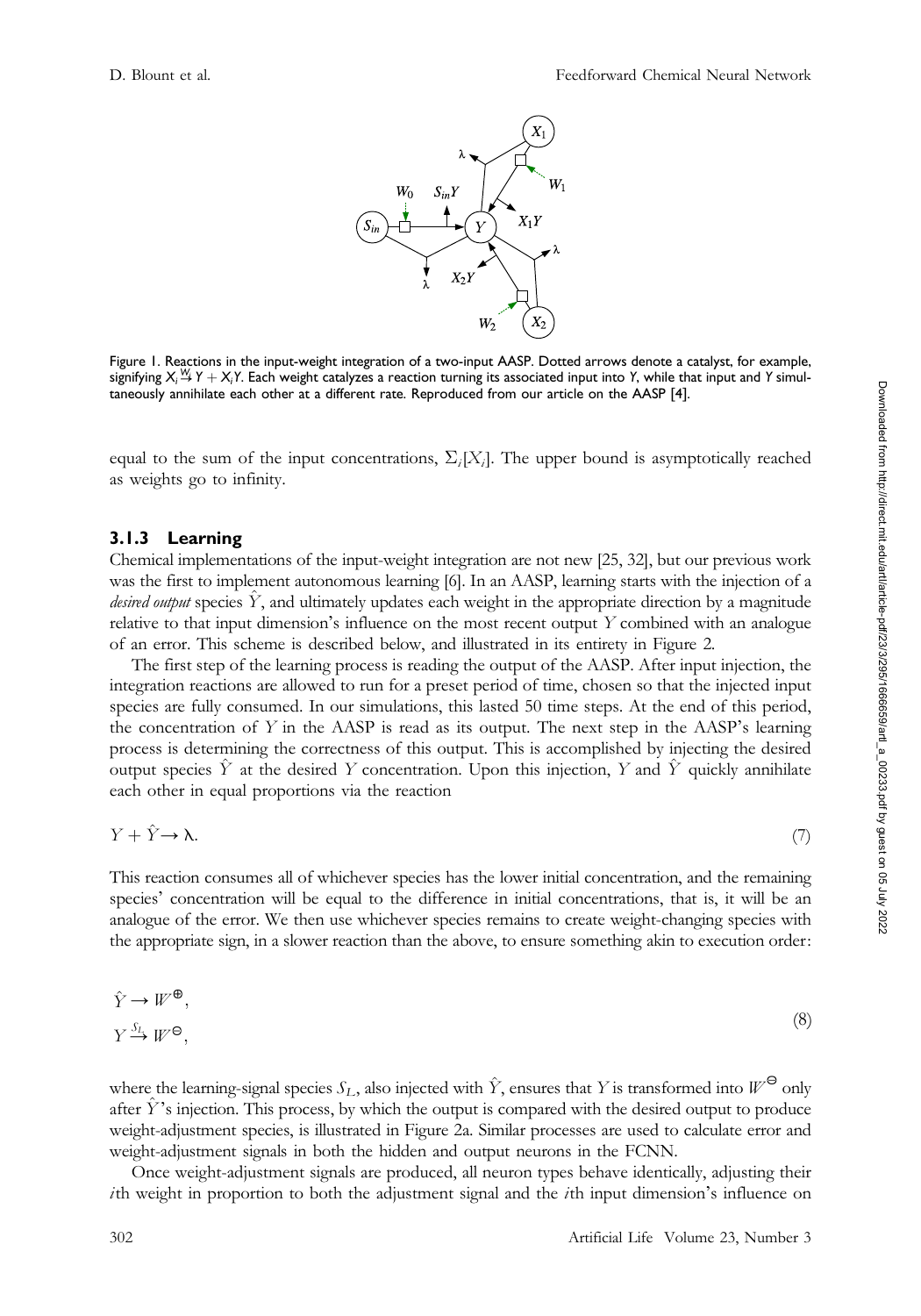Figure 1. Reactions in the input-weight integration of a two-input AASP. Dotted arrows denote a catalyst, for example, signifying $X_i \xrightarrow{W_i} Y + X_iY$. Each weight catalyzes a reaction turning its associated input into $Y$, while that input and $Y$ simultaneously annihilate each other at a different rate. Reproduced from our article on the AASP [4].

equal to the sum of the input concentrations, $\Sigma_i[X_i]$. The upper bound is asymptotically reached as weights go to infinity.

### 3.1.3 Learning

Chemical implementations of the input-weight integration are not new [25, 32], but our previous work was the first to implement autonomous learning [6]. In an AASP, learning starts with the injection of a *desired output* species $\hat{Y}$, and ultimately updates each weight in the appropriate direction by a magnitude relative to that input dimension's influence on the most recent output $Y$ combined with an analogue of an error. This scheme is described below, and illustrated in its entirety in Figure 2.

The first step of the learning process is reading the output of the AASP. After input injection, the integration reactions are allowed to run for a preset period of time, chosen so that the injected input species are fully consumed. In our simulations, this lasted 50 time steps. At the end of this period, the concentration of $Y$ in the AASP is read as its output. The next step in the AASP's learning process is determining the correctness of this output. This is accomplished by injecting the desired output species $\hat{Y}$ at the desired $Y$ concentration. Upon this injection, $Y$ and $\hat{Y}$ quickly annihilate each other in equal proportions via the reaction

$$Y + \hat{Y} \rightarrow \lambda. \tag{7}$$

This reaction consumes all of whichever species has the lower initial concentration, and the remaining species' concentration will be equal to the difference in initial concentrations, that is, it will be an analogue of the error. We then use whichever species remains to create weight-changing species with the appropriate sign, in a slower reaction than the above, to ensure something akin to execution order:

$$\begin{aligned} &\hat{Y} \rightarrow W^{\oplus}, \\ &Y \xrightarrow{S_L} W^{\ominus}, \end{aligned} \tag{8}$$

where the learning-signal species $S_L$, also injected with $\hat{Y}$, ensures that $Y$ is transformed into $W^{\ominus}$ only after $\hat{Y}$'s injection. This process, by which the output is compared with the desired output to produce weight-adjustment species, is illustrated in Figure 2a. Similar processes are used to calculate error and weight-adjustment signals in both the hidden and output neurons in the FCNN.

Once weight-adjustment signals are produced, all neuron types behave identically, adjusting their $i$th weight in proportion to both the adjustment signal and the $i$th input dimension's influence on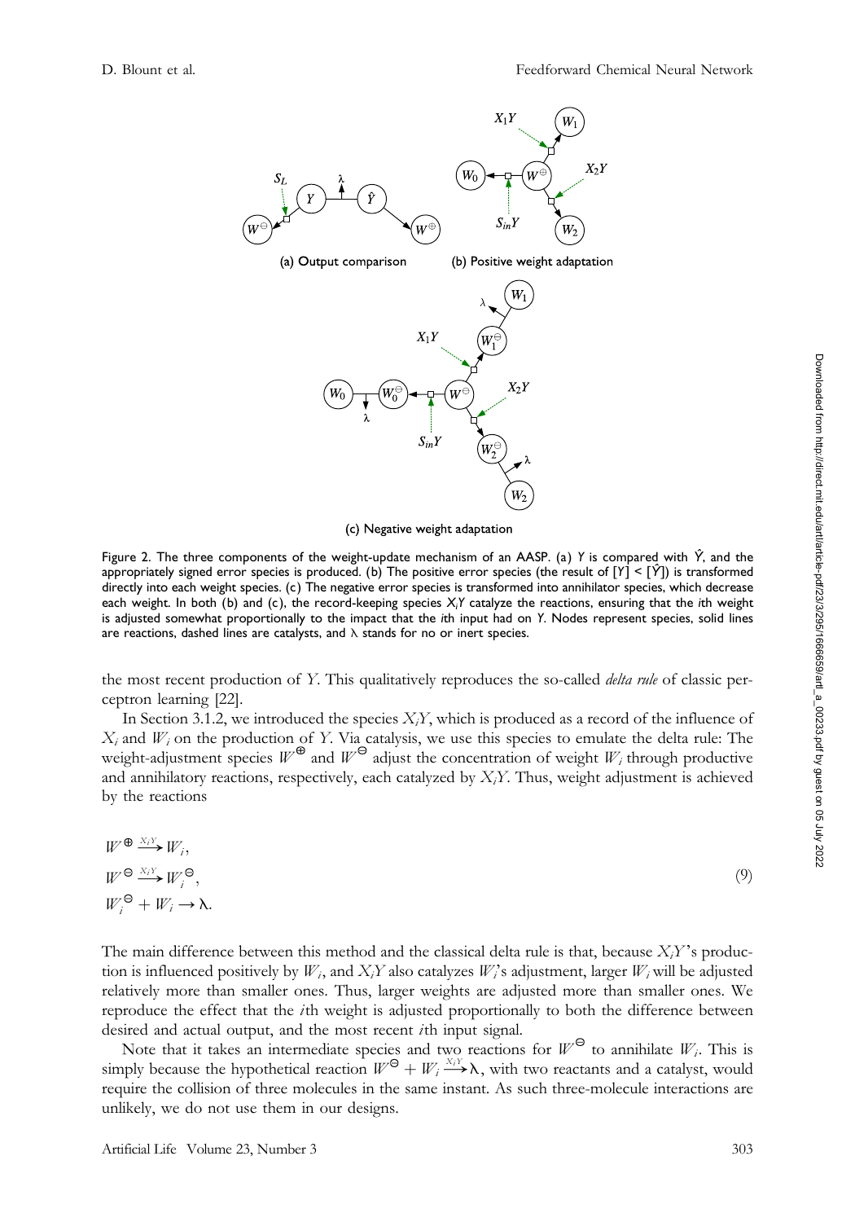Figure 2. The three components of the weight-update mechanism of an AASP. (a) $Y$ is compared with $\hat{Y}$, and the appropriately signed error species is produced. (b) The positive error species (the result of $[Y] < [\hat{Y}]$) is transformed directly into each weight species. (c) The negative error species is transformed into annihilator species, which decrease each weight. In both (b) and (c), the record-keeping species $X_iY$ catalyze the reactions, ensuring that the $i$th weight is adjusted somewhat proportionally to the impact that the $i$th input had on $Y$. Nodes represent species, solid lines are reactions, dashed lines are catalysts, and $\lambda$ stands for no or inert species.

the most recent production of $Y$. This qualitatively reproduces the so-called *delta rule* of classic perceptron learning [22].

In Section 3.1.2, we introduced the species $X_iY$, which is produced as a record of the influence of $X_i$ and $W_i$ on the production of $Y$. Via catalysis, we use this species to emulate the delta rule: The weight-adjustment species $W^{\oplus}$ and $W^{\ominus}$ adjust the concentration of weight $W_i$ through productive and annihilatory reactions, respectively, each catalyzed by $X_iY$. Thus, weight adjustment is achieved by the reactions

$$
\begin{aligned}
&W^{\oplus} \xrightarrow{X_iY} W_i, \\
&W^{\ominus} \xrightarrow{X_iY} W_i^{\ominus}, \\
&W_i^{\ominus} + W_i \rightarrow \lambda.
\end{aligned}
\tag{9}
$$

The main difference between this method and the classical delta rule is that, because $X_iY$'s production is influenced positively by $W_i$, and $X_iY$ also catalyzes $W_i$'s adjustment, larger $W_i$ will be adjusted relatively more than smaller ones. Thus, larger weights are adjusted more than smaller ones. We reproduce the effect that the $i$th weight is adjusted proportionally to both the difference between desired and actual output, and the most recent $i$th input signal.

Note that it takes an intermediate species and two reactions for $W^{\ominus}$ to annihilate $W_i$. This is simply because the hypothetical reaction $W^{\ominus} + W_i \xrightarrow{X_iY} \lambda$, with two reactants and a catalyst, would require the collision of three molecules in the same instant. As such three-molecule interactions are unlikely, we do not use them in our designs.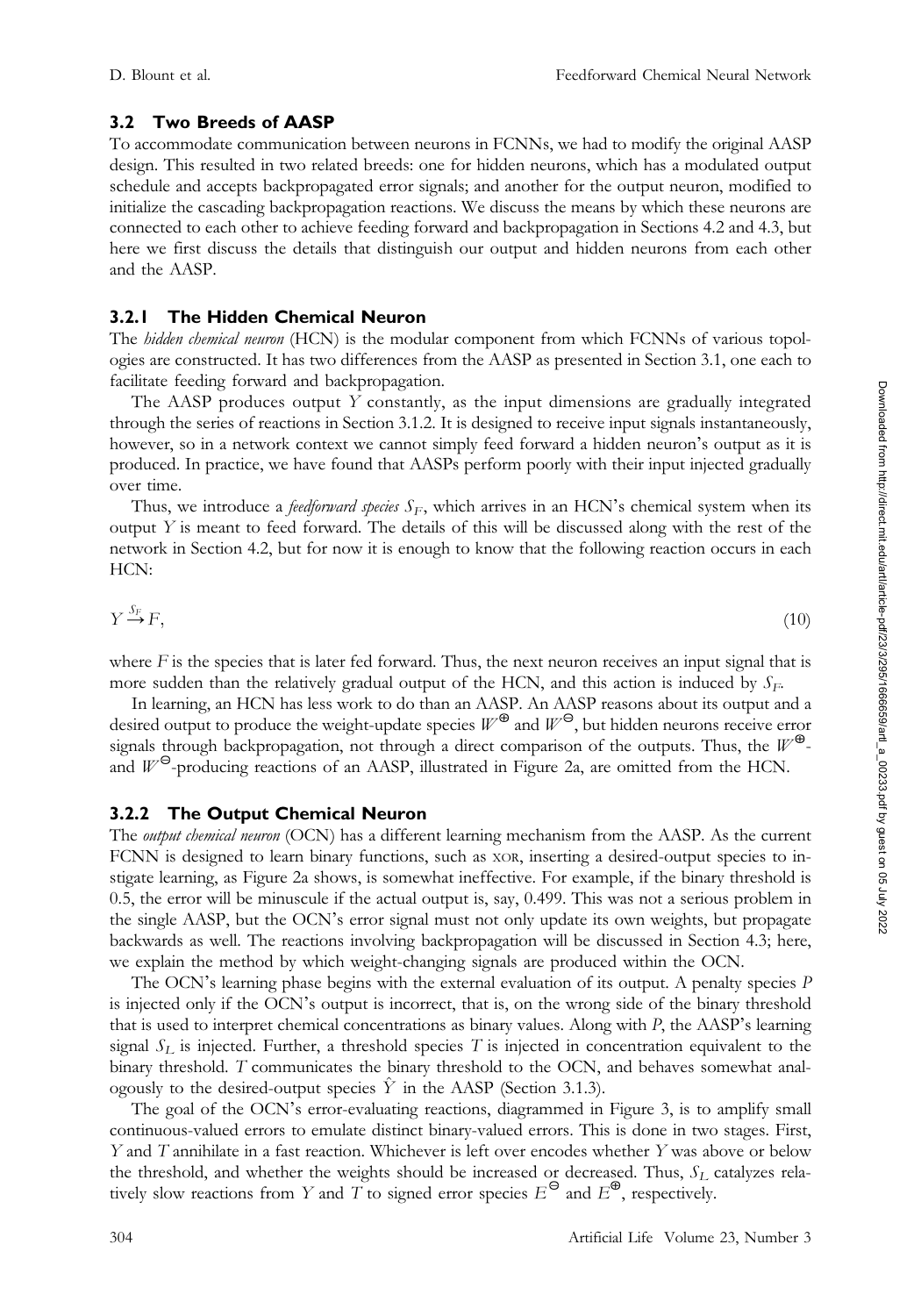## 3.2 Two Breeds of AASP

To accommodate communication between neurons in FCNNs, we had to modify the original AASP design. This resulted in two related breeds: one for hidden neurons, which has a modulated output schedule and accepts backpropagated error signals; and another for the output neuron, modified to initialize the cascading backpropagation reactions. We discuss the means by which these neurons are connected to each other to achieve feeding forward and backpropagation in Sections 4.2 and 4.3, but here we first discuss the details that distinguish our output and hidden neurons from each other and the AASP.

### 3.2.1 The Hidden Chemical Neuron

The *hidden chemical neuron* (HCN) is the modular component from which FCNNs of various topologies are constructed. It has two differences from the AASP as presented in Section 3.1, one each to facilitate feeding forward and backpropagation.

The AASP produces output $Y$ constantly, as the input dimensions are gradually integrated through the series of reactions in Section 3.1.2. It is designed to receive input signals instantaneously, however, so in a network context we cannot simply feed forward a hidden neuron's output as it is produced. In practice, we have found that AASPs perform poorly with their input injected gradually over time.

Thus, we introduce a *feedforward species* $S_F$, which arrives in an HCN's chemical system when its output $Y$ is meant to feed forward. The details of this will be discussed along with the rest of the network in Section 4.2, but for now it is enough to know that the following reaction occurs in each HCN:

$$Y \xrightarrow{S_F} F, \tag{10}$$

where $F$ is the species that is later fed forward. Thus, the next neuron receives an input signal that is more sudden than the relatively gradual output of the HCN, and this action is induced by $S_F$.

In learning, an HCN has less work to do than an AASP. An AASP reasons about its output and a desired output to produce the weight-update species $W^{\oplus}$ and $W^{\ominus}$, but hidden neurons receive error signals through backpropagation, not through a direct comparison of the outputs. Thus, the $W^{\oplus}$- and $W^{\ominus}$-producing reactions of an AASP, illustrated in Figure 2a, are omitted from the HCN.

### 3.2.2 The Output Chemical Neuron

The *output chemical neuron* (OCN) has a different learning mechanism from the AASP. As the current FCNN is designed to learn binary functions, such as XOR, inserting a desired-output species to instigate learning, as Figure 2a shows, is somewhat ineffective. For example, if the binary threshold is 0.5, the error will be minuscule if the actual output is, say, 0.499. This was not a serious problem in the single AASP, but the OCN's error signal must not only update its own weights, but propagate backwards as well. The reactions involving backpropagation will be discussed in Section 4.3; here, we explain the method by which weight-changing signals are produced within the OCN.

The OCN's learning phase begins with the external evaluation of its output. A penalty species $P$ is injected only if the OCN's output is incorrect, that is, on the wrong side of the binary threshold that is used to interpret chemical concentrations as binary values. Along with $P$, the AASP's learning signal $S_L$ is injected. Further, a threshold species $T$ is injected in concentration equivalent to the binary threshold. $T$ communicates the binary threshold to the OCN, and behaves somewhat analogously to the desired-output species $\hat{Y}$ in the AASP (Section 3.1.3).

The goal of the OCN's error-evaluating reactions, diagrammed in Figure 3, is to amplify small continuous-valued errors to emulate distinct binary-valued errors. This is done in two stages. First, $Y$ and $T$ annihilate in a fast reaction. Whichever is left over encodes whether $Y$ was above or below the threshold, and whether the weights should be increased or decreased. Thus, $S_L$ catalyzes relatively slow reactions from $Y$ and $T$ to signed error species $E^{\ominus}$ and $E^{\oplus}$, respectively.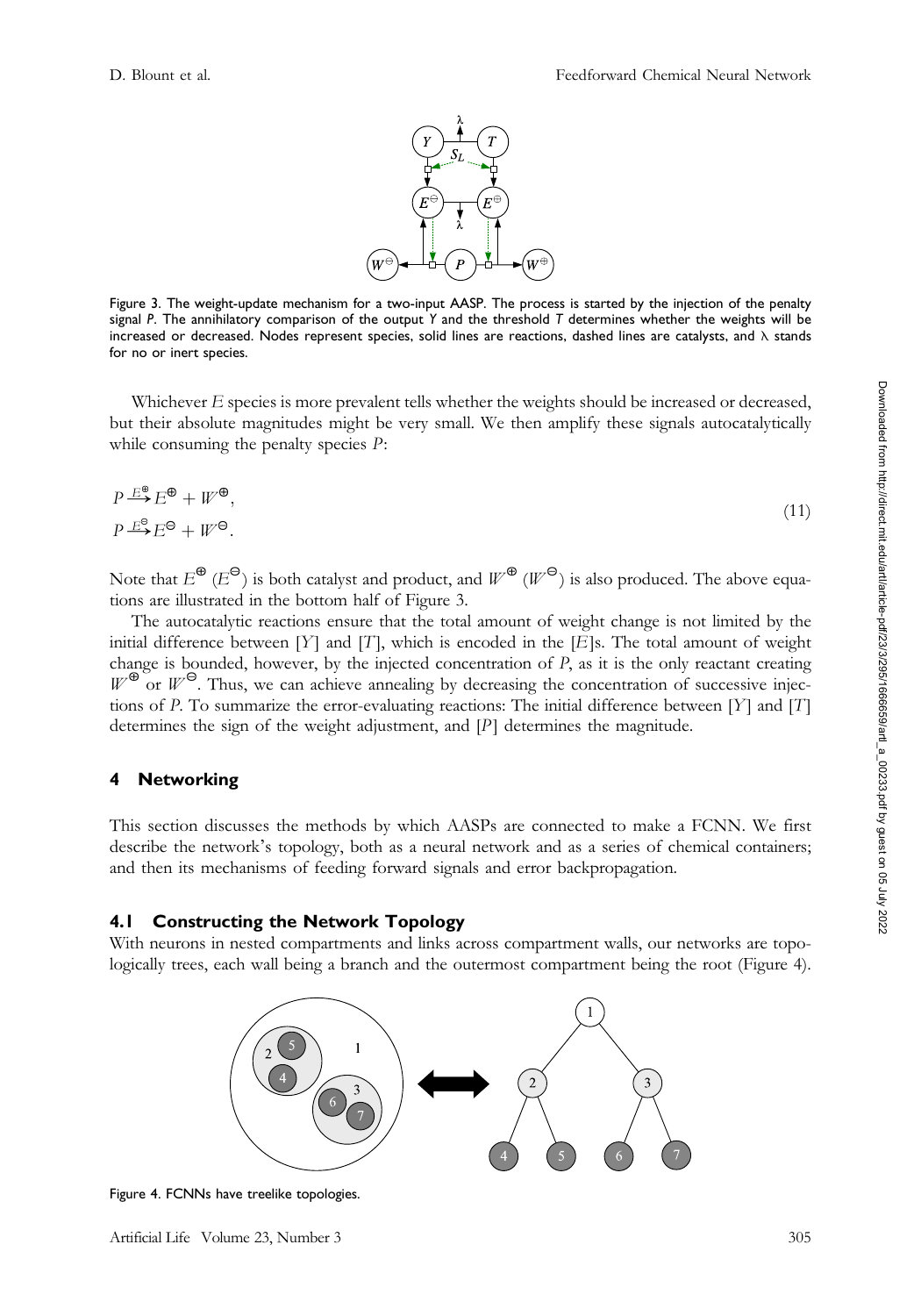Figure 3. The weight-update mechanism for a two-input AASP. The process is started by the injection of the penalty signal $P$. The annihilatory comparison of the output $Y$ and the threshold $T$ determines whether the weights will be increased or decreased. Nodes represent species, solid lines are reactions, dashed lines are catalysts, and $\lambda$ stands for no or inert species.

Whichever $E$ species is more prevalent tells whether the weights should be increased or decreased, but their absolute magnitudes might be very small. We then amplify these signals autocatalytically while consuming the penalty species $P$:

$$
\begin{aligned}
&P \xrightarrow{E^{\oplus}} E^{\oplus} + W^{\oplus}, \\
&P \xrightarrow{E^{\ominus}} E^{\ominus} + W^{\ominus}.
\end{aligned}
\tag{11}
$$

Note that $E^{\oplus}$ ($E^{\ominus}$) is both catalyst and product, and $W^{\oplus}$ ($W^{\ominus}$) is also produced. The above equations are illustrated in the bottom half of Figure 3.

The autocatalytic reactions ensure that the total amount of weight change is not limited by the initial difference between $[Y]$ and $[T]$, which is encoded in the $[E]$s. The total amount of weight change is bounded, however, by the injected concentration of $P$, as it is the only reactant creating $W^{\oplus}$ or $W^{\ominus}$. Thus, we can achieve annealing by decreasing the concentration of successive injections of $P$. To summarize the error-evaluating reactions: The initial difference between $[Y]$ and $[T]$ determines the sign of the weight adjustment, and $[P]$ determines the magnitude.

## 4 Networking

This section discusses the methods by which AASPs are connected to make a FCNN. We first describe the network's topology, both as a neural network and as a series of chemical containers; and then its mechanisms of feeding forward signals and error backpropagation.

### 4.1 Constructing the Network Topology

With neurons in nested compartments and links across compartment walls, our networks are topologically trees, each wall being a branch and the outermost compartment being the root (Figure 4).

Figure 4. FCNNs have treelike topologies.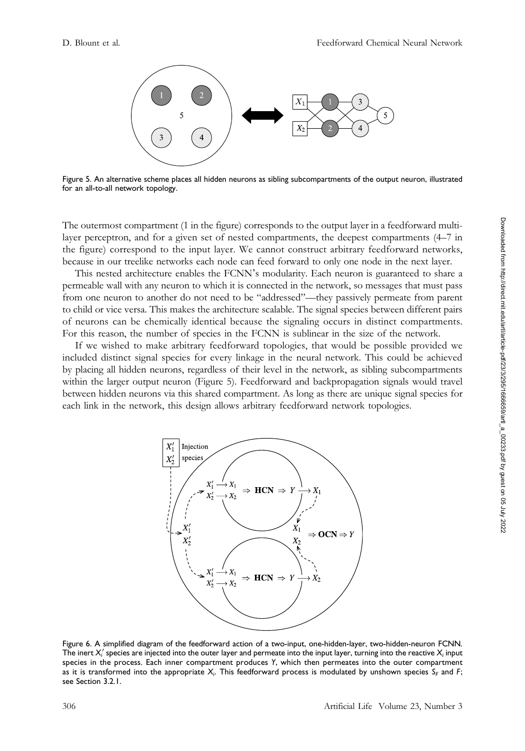Figure 5. An alternative scheme places all hidden neurons as sibling subcompartments of the output neuron, illustrated for an all-to-all network topology.

The outermost compartment (1 in the figure) corresponds to the output layer in a feedforward multi-layer perceptron, and for a given set of nested compartments, the deepest compartments (4–7 in the figure) correspond to the input layer. We cannot construct arbitrary feedforward networks, because in our treelike networks each node can feed forward to only one node in the next layer.

This nested architecture enables the FCNN's modularity. Each neuron is guaranteed to share a permeable wall with any neuron to which it is connected in the network, so messages that must pass from one neuron to another do not need to be "addressed"—they passively permeate from parent to child or vice versa. This makes the architecture scalable. The signal species between different pairs of neurons can be chemically identical because the signaling occurs in distinct compartments. For this reason, the number of species in the FCNN is sublinear in the size of the network.

If we wished to make arbitrary feedforward topologies, that would be possible provided we included distinct signal species for every linkage in the neural network. This could be achieved by placing all hidden neurons, regardless of their level in the network, as sibling subcompartments within the larger output neuron (Figure 5). Feedforward and backpropagation signals would travel between hidden neurons via this shared compartment. As long as there are unique signal species for each link in the network, this design allows arbitrary feedforward network topologies.

Figure 6. A simplified diagram of the feedforward action of a two-input, one-hidden-layer, two-hidden-neuron FCNN. The inert $X_i'$ species are injected into the outer layer and permeate into the input layer, turning into the reactive $X_i$ input species in the process. Each inner compartment produces $Y$, which then permeates into the outer compartment as it is transformed into the appropriate $X_i$. This feedforward process is modulated by unshown species $S_F$ and $F$; see Section 3.2.1.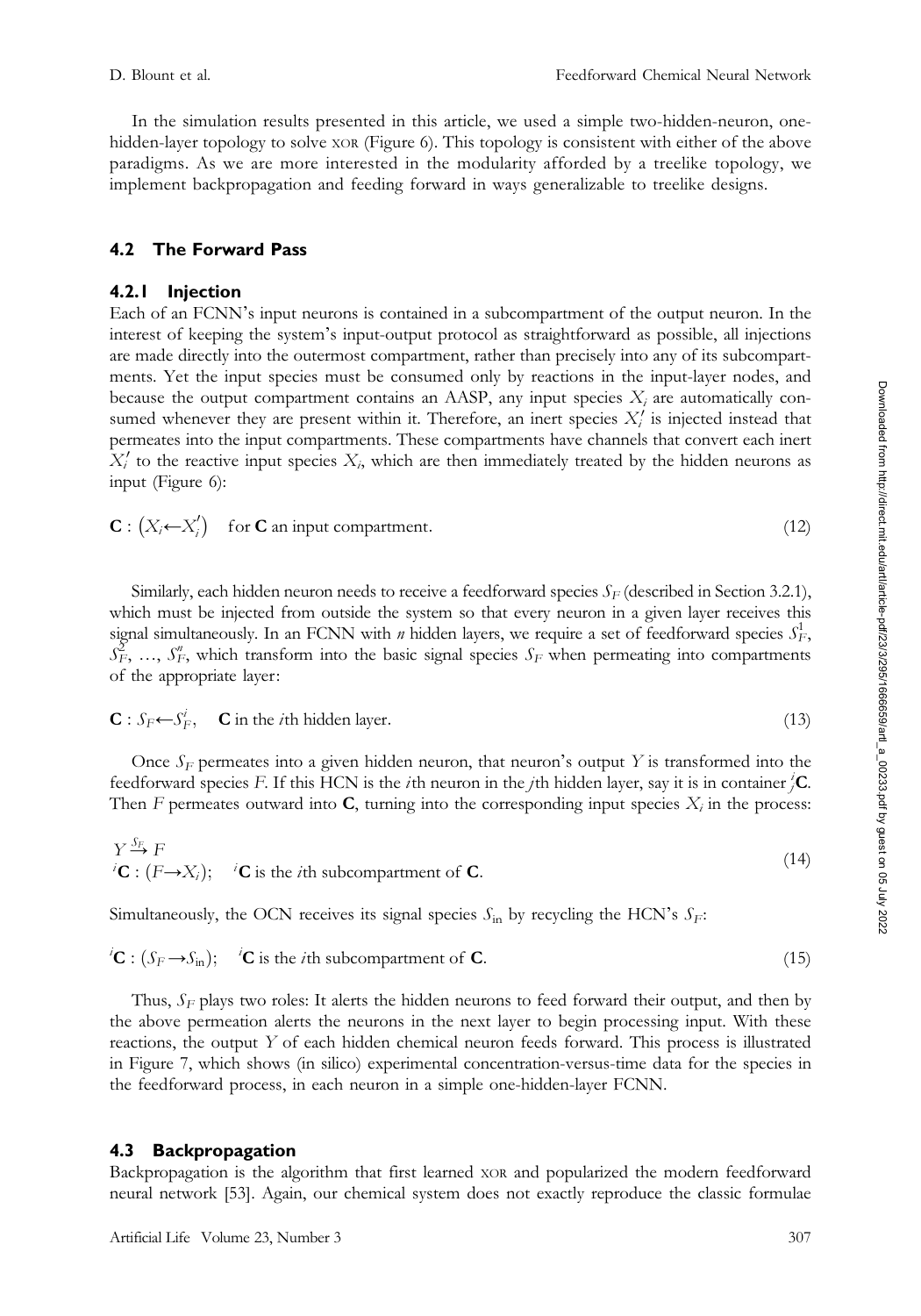In the simulation results presented in this article, we used a simple two-hidden-neuron, one-hidden-layer topology to solve XOR (Figure 6). This topology is consistent with either of the above paradigms. As we are more interested in the modularity afforded by a treelike topology, we implement backpropagation and feeding forward in ways generalizable to treelike designs.

## 4.2 The Forward Pass

### 4.2.1 Injection

Each of an FCNN's input neurons is contained in a subcompartment of the output neuron. In the interest of keeping the system's input-output protocol as straightforward as possible, all injections are made directly into the outermost compartment, rather than precisely into any of its subcompartments. Yet the input species must be consumed only by reactions in the input-layer nodes, and because the output compartment contains an AASP, any input species $X_i$ are automatically consumed whenever they are present within it. Therefore, an inert species $X_i'$ is injected instead that permeates into the input compartments. These compartments have channels that convert each inert $X_i'$ to the reactive input species $X_i$, which are then immediately treated by the hidden neurons as input (Figure 6):

$$\mathbf{C} : \left(X_i \leftarrow X_i'\right) \quad \text{for } \mathbf{C} \text{ an input compartment.} \tag{12}$$

Similarly, each hidden neuron needs to receive a feedforward species $S_F$ (described in Section 3.2.1), which must be injected from outside the system so that every neuron in a given layer receives this signal simultaneously. In an FCNN with $n$ hidden layers, we require a set of feedforward species $S_F^1$, $S_F^2$, …, $S_F^n$, which transform into the basic signal species $S_F$ when permeating into compartments of the appropriate layer:

$$\mathbf{C} : S_F \leftarrow S_F^i, \quad \mathbf{C} \text{ in the } i\text{th hidden layer.} \tag{13}$$

Once $S_F$ permeates into a given hidden neuron, that neuron's output $Y$ is transformed into the feedforward species $F$. If this HCN is the $i$th neuron in the $j$th hidden layer, say it is in container ${}^i_j\mathbf{C}$. Then $F$ permeates outward into $\mathbf{C}$, turning into the corresponding input species $X_i$ in the process:

$$\begin{aligned} &Y \xrightarrow{S_F} F \\ &{}^i\mathbf{C} : (F \rightarrow X_i); \quad {}^i\mathbf{C} \text{ is the } i\text{th subcompartment of } \mathbf{C}. \end{aligned} \tag{14}$$

Simultaneously, the OCN receives its signal species $S_{\text{in}}$ by recycling the HCN's $S_F$:

$${}^i\mathbf{C} : (S_F \rightarrow S_{\text{in}}); \quad {}^i\mathbf{C} \text{ is the } i\text{th subcompartment of } \mathbf{C}. \tag{15}$$

Thus, $S_F$ plays two roles: It alerts the hidden neurons to feed forward their output, and then by the above permeation alerts the neurons in the next layer to begin processing input. With these reactions, the output $Y$ of each hidden chemical neuron feeds forward. This process is illustrated in Figure 7, which shows (in silico) experimental concentration-versus-time data for the species in the feedforward process, in each neuron in a simple one-hidden-layer FCNN.

## 4.3 Backpropagation

Backpropagation is the algorithm that first learned XOR and popularized the modern feedforward neural network [53]. Again, our chemical system does not exactly reproduce the classic formulae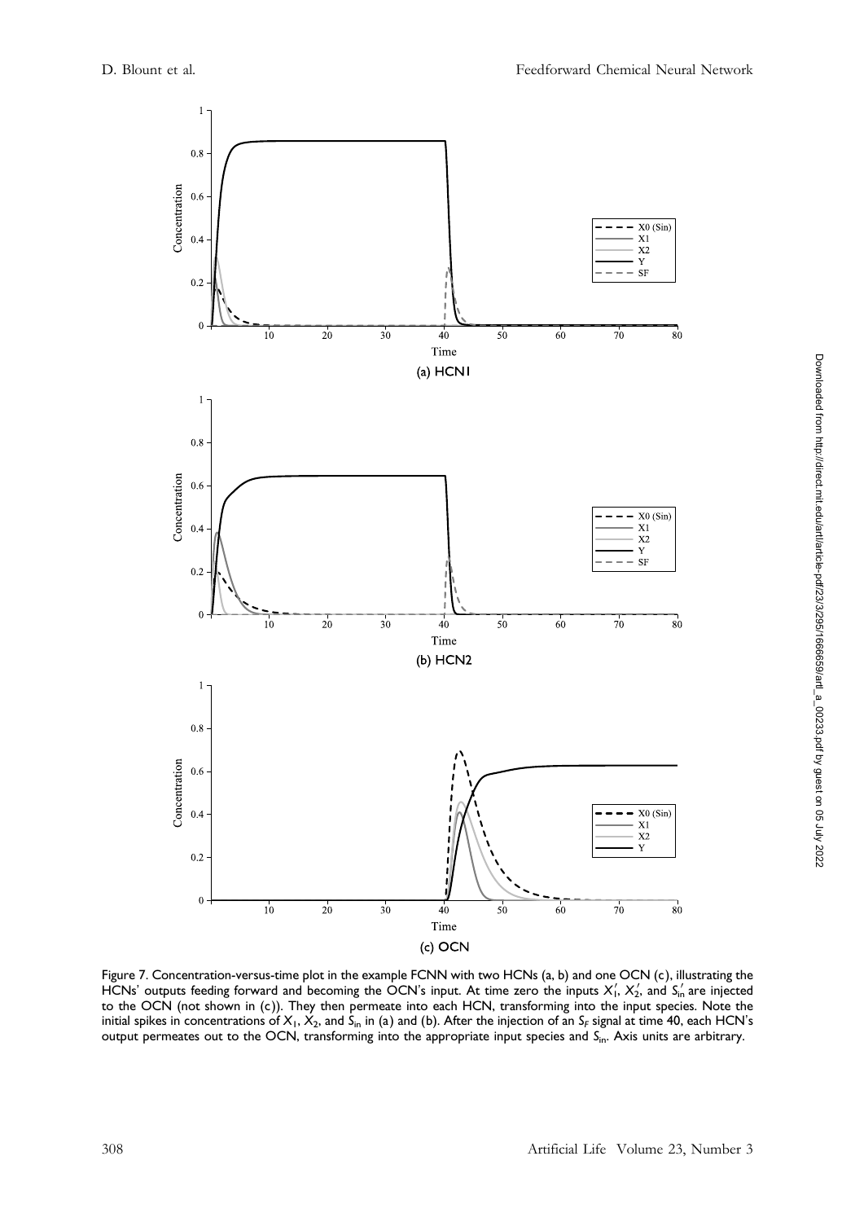Figure 7. Concentration-versus-time plot in the example FCNN with two HCNs (a, b) and one OCN (c), illustrating the HCNs' outputs feeding forward and becoming the OCN's input. At time zero the inputs $X_1'$, $X_2'$, and $S_{in}'$ are injected to the OCN (not shown in (c)). They then permeate into each HCN, transforming into the input species. Note the initial spikes in concentrations of $X_1$, $X_2$, and $S_{in}$ in (a) and (b). After the injection of an $S_F$ signal at time 40, each HCN's output permeates out to the OCN, transforming into the appropriate input species and $S_{in}$. Axis units are arbitrary.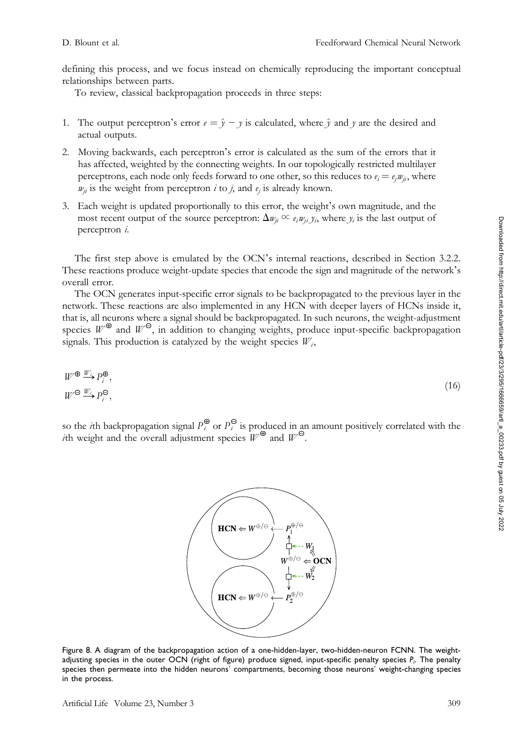defining this process, and we focus instead on chemically reproducing the important conceptual relationships between parts.

To review, classical backpropagation proceeds in three steps:

1. The output perceptron's error $e = \hat{y} - y$ is calculated, where $\hat{y}$ and $y$ are the desired and actual outputs.
2. Moving backwards, each perceptron's error is calculated as the sum of the errors that it has affected, weighted by the connecting weights. In our topologically restricted multilayer perceptrons, each node only feeds forward to one other, so this reduces to $e_i = e_j w_{ji}$, where $w_{ji}$ is the weight from perceptron $i$ to $j$, and $e_j$ is already known.
3. Each weight is updated proportionally to this error, the weight's own magnitude, and the most recent output of the source perceptron: $\Delta w_{ji} \propto e_i w_{ji} y_i$, where $y_i$ is the last output of perceptron $i$.

The first step above is emulated by the OCN's internal reactions, described in Section 3.2.2. These reactions produce weight-update species that encode the sign and magnitude of the network's overall error.

The OCN generates input-specific error signals to be backpropagated to the previous layer in the network. These reactions are also implemented in any HCN with deeper layers of HCNs inside it, that is, all neurons where a signal should be backpropagated. In such neurons, the weight-adjustment species $W^{\oplus}$ and $W^{\ominus}$, in addition to changing weights, produce input-specific backpropagation signals. This production is catalyzed by the weight species $W_i$,

$$
\begin{aligned}
W^{\oplus} &\xrightarrow{W_i} P_i^{\oplus}, \\
W^{\ominus} &\xrightarrow{W_i} P_i^{\ominus},
\end{aligned}
\tag{16}
$$

so the $i$th backpropagation signal $P_i^{\oplus}$ or $P_i^{\ominus}$ is produced in an amount positively correlated with the $i$th weight and the overall adjustment species $W^{\oplus}$ and $W^{\ominus}$.

Figure 8. A diagram of the backpropagation action of a one-hidden-layer, two-hidden-neuron FCNN. The weight-adjusting species in the outer OCN (right of figure) produce signed, input-specific penalty species $P_i$. The penalty species then permeate into the hidden neurons' compartments, becoming those neurons' weight-changing species in the process.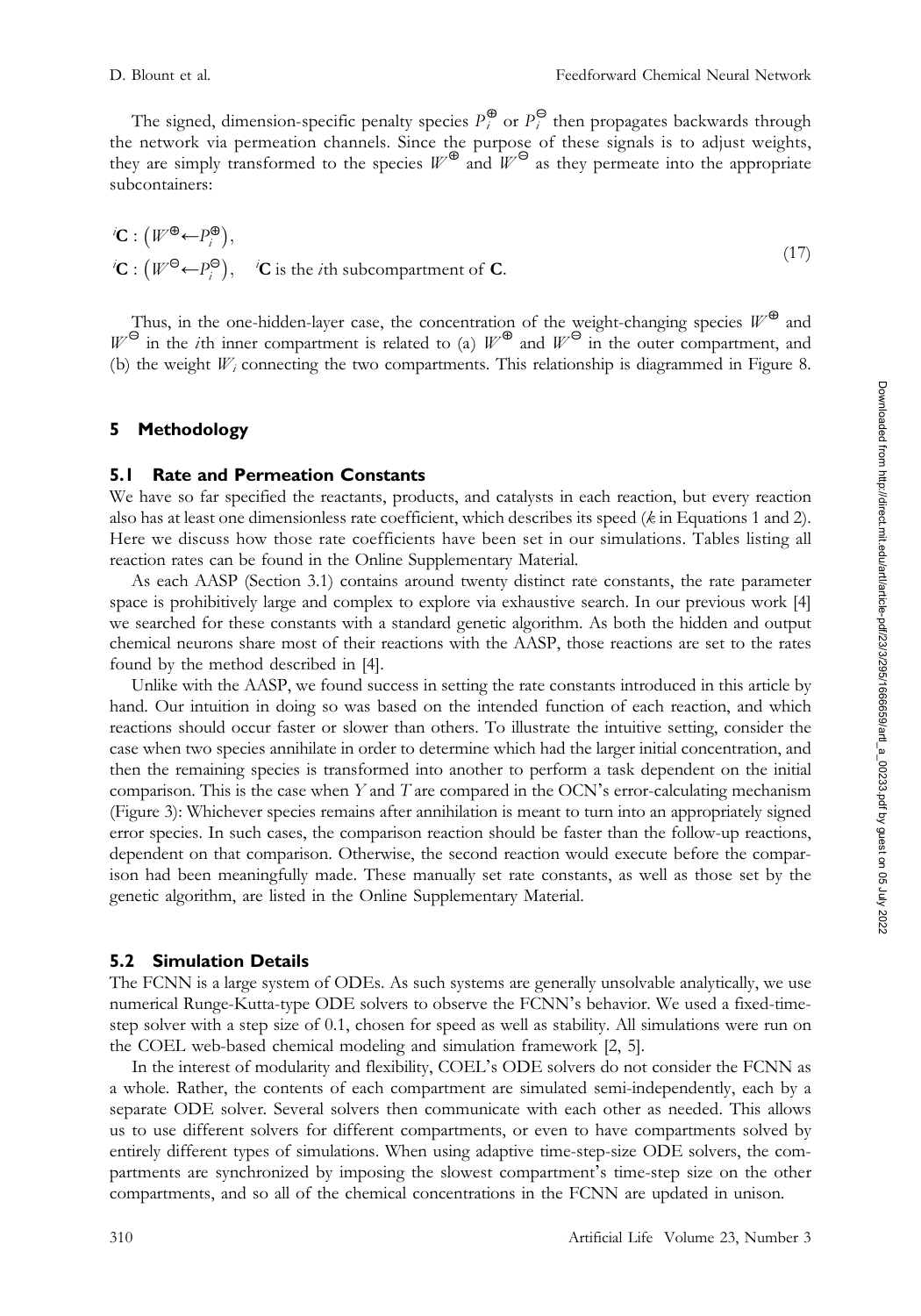The signed, dimension-specific penalty species $P_i^{\oplus}$ or $P_i^{\ominus}$ then propagates backwards through the network via permeation channels. Since the purpose of these signals is to adjust weights, they are simply transformed to the species $W^{\oplus}$ and $W^{\ominus}$ as they permeate into the appropriate subcontainers:

$$
\begin{aligned}
&{}^{i}\mathbf{C} : \left(W^{\oplus} \leftarrow P_i^{\oplus}\right), \\
&{}^{i}\mathbf{C} : \left(W^{\ominus} \leftarrow P_i^{\ominus}\right), \quad {}^{i}\mathbf{C} \text{ is the } i\text{th subcompartment of } \mathbf{C}.
\end{aligned}
\tag{17}
$$

Thus, in the one-hidden-layer case, the concentration of the weight-changing species $W^{\oplus}$ and $W^{\ominus}$ in the $i$th inner compartment is related to (a) $W^{\oplus}$ and $W^{\ominus}$ in the outer compartment, and (b) the weight $W_i$ connecting the two compartments. This relationship is diagrammed in Figure 8.

## 5 Methodology

### 5.1 Rate and Permeation Constants

We have so far specified the reactants, products, and catalysts in each reaction, but every reaction also has at least one dimensionless rate coefficient, which describes its speed ($k$ in Equations 1 and 2). Here we discuss how those rate coefficients have been set in our simulations. Tables listing all reaction rates can be found in the Online Supplementary Material.

As each AASP (Section 3.1) contains around twenty distinct rate constants, the rate parameter space is prohibitively large and complex to explore via exhaustive search. In our previous work [4] we searched for these constants with a standard genetic algorithm. As both the hidden and output chemical neurons share most of their reactions with the AASP, those reactions are set to the rates found by the method described in [4].

Unlike with the AASP, we found success in setting the rate constants introduced in this article by hand. Our intuition in doing so was based on the intended function of each reaction, and which reactions should occur faster or slower than others. To illustrate the intuitive setting, consider the case when two species annihilate in order to determine which had the larger initial concentration, and then the remaining species is transformed into another to perform a task dependent on the initial comparison. This is the case when $Y$ and $T$ are compared in the OCN's error-calculating mechanism (Figure 3): Whichever species remains after annihilation is meant to turn into an appropriately signed error species. In such cases, the comparison reaction should be faster than the follow-up reactions, dependent on that comparison. Otherwise, the second reaction would execute before the comparison had been meaningfully made. These manually set rate constants, as well as those set by the genetic algorithm, are listed in the Online Supplementary Material.

### 5.2 Simulation Details

The FCNN is a large system of ODEs. As such systems are generally unsolvable analytically, we use numerical Runge-Kutta-type ODE solvers to observe the FCNN's behavior. We used a fixed-time-step solver with a step size of 0.1, chosen for speed as well as stability. All simulations were run on the COEL web-based chemical modeling and simulation framework [2, 5].

In the interest of modularity and flexibility, COEL's ODE solvers do not consider the FCNN as a whole. Rather, the contents of each compartment are simulated semi-independently, each by a separate ODE solver. Several solvers then communicate with each other as needed. This allows us to use different solvers for different compartments, or even to have compartments solved by entirely different types of simulations. When using adaptive time-step-size ODE solvers, the compartments are synchronized by imposing the slowest compartment's time-step size on the other compartments, and so all of the chemical concentrations in the FCNN are updated in unison.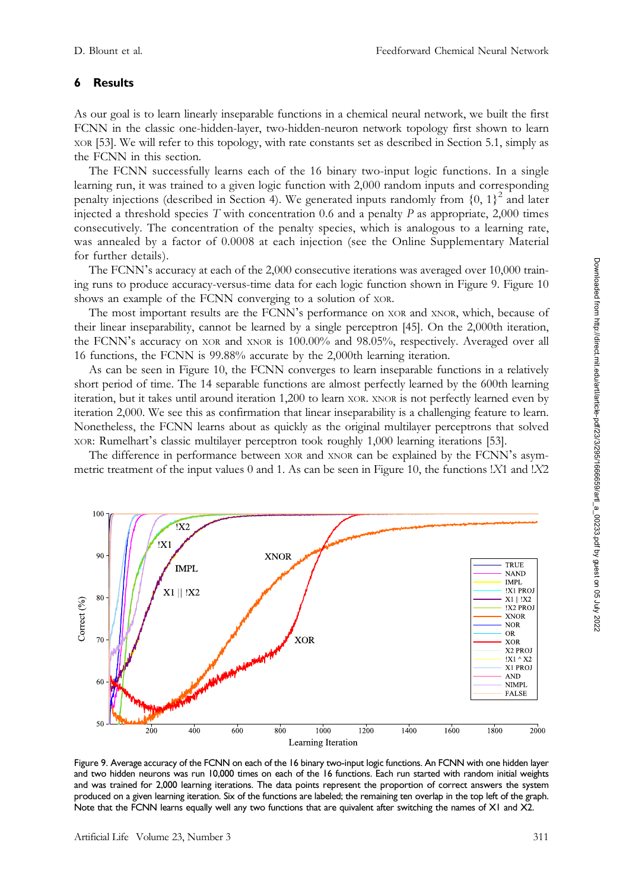## 6 Results

As our goal is to learn linearly inseparable functions in a chemical neural network, we built the first FCNN in the classic one-hidden-layer, two-hidden-neuron network topology first shown to learn XOR [53]. We will refer to this topology, with rate constants set as described in Section 5.1, simply as the FCNN in this section.

The FCNN successfully learns each of the 16 binary two-input logic functions. In a single learning run, it was trained to a given logic function with 2,000 random inputs and corresponding penalty injections (described in Section 4). We generated inputs randomly from $\{0, 1\}^2$ and later injected a threshold species $T$ with concentration 0.6 and a penalty $P$ as appropriate, 2,000 times consecutively. The concentration of the penalty species, which is analogous to a learning rate, was annealed by a factor of 0.0008 at each injection (see the Online Supplementary Material for further details).

The FCNN's accuracy at each of the 2,000 consecutive iterations was averaged over 10,000 training runs to produce accuracy-versus-time data for each logic function shown in Figure 9. Figure 10 shows an example of the FCNN converging to a solution of XOR.

The most important results are the FCNN's performance on XOR and XNOR, which, because of their linear inseparability, cannot be learned by a single perceptron [45]. On the 2,000th iteration, the FCNN's accuracy on XOR and XNOR is 100.00% and 98.05%, respectively. Averaged over all 16 functions, the FCNN is 99.88% accurate by the 2,000th learning iteration.

As can be seen in Figure 10, the FCNN converges to learn inseparable functions in a relatively short period of time. The 14 separable functions are almost perfectly learned by the 600th learning iteration, but it takes until around iteration 1,200 to learn XOR. XNOR is not perfectly learned even by iteration 2,000. We see this as confirmation that linear inseparability is a challenging feature to learn. Nonetheless, the FCNN learns about as quickly as the original multilayer perceptrons that solved XOR: Rumelhart's classic multilayer perceptron took roughly 1,000 learning iterations [53].

The difference in performance between XOR and XNOR can be explained by the FCNN's asymmetric treatment of the input values 0 and 1. As can be seen in Figure 10, the functions $!X1$ and $!X2$

Figure 9. Average accuracy of the FCNN on each of the 16 binary two-input logic functions. An FCNN with one hidden layer and two hidden neurons was run 10,000 times on each of the 16 functions. Each run started with random initial weights and was trained for 2,000 learning iterations. The data points represent the proportion of correct answers the system produced on a given learning iteration. Six of the functions are labeled; the remaining ten overlap in the top left of the graph. Note that the FCNN learns equally well any two functions that are quivalent after switching the names of X1 and X2.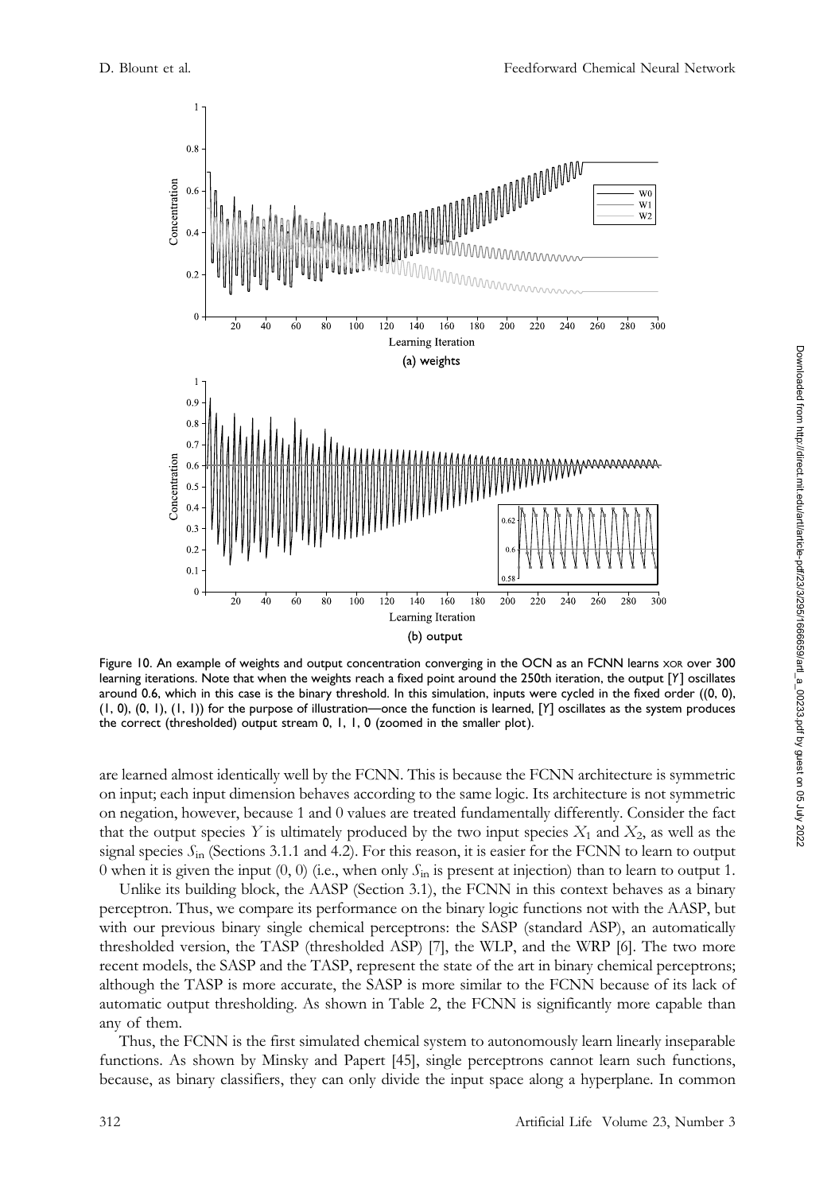Figure 10. An example of weights and output concentration converging in the OCN as an FCNN learns XOR over 300 learning iterations. Note that when the weights reach a fixed point around the 250th iteration, the output [$Y$] oscillates around 0.6, which in this case is the binary threshold. In this simulation, inputs were cycled in the fixed order ((0, 0), (1, 0), (0, 1), (1, 1)) for the purpose of illustration—once the function is learned, [$Y$] oscillates as the system produces the correct (thresholded) output stream 0, 1, 1, 0 (zoomed in the smaller plot).

are learned almost identically well by the FCNN. This is because the FCNN architecture is symmetric on input; each input dimension behaves according to the same logic. Its architecture is not symmetric on negation, however, because 1 and 0 values are treated fundamentally differently. Consider the fact that the output species $Y$ is ultimately produced by the two input species $X_1$ and $X_2$, as well as the signal species $S_{in}$ (Sections 3.1.1 and 4.2). For this reason, it is easier for the FCNN to learn to output 0 when it is given the input (0, 0) (i.e., when only $S_{in}$ is present at injection) than to learn to output 1.

Unlike its building block, the AASP (Section 3.1), the FCNN in this context behaves as a binary perceptron. Thus, we compare its performance on the binary logic functions not with the AASP, but with our previous binary single chemical perceptrons: the SASP (standard ASP), an automatically thresholded version, the TASP (thresholded ASP) [7], the WLP, and the WRP [6]. The two more recent models, the SASP and the TASP, represent the state of the art in binary chemical perceptrons; although the TASP is more accurate, the SASP is more similar to the FCNN because of its lack of automatic output thresholding. As shown in Table 2, the FCNN is significantly more capable than any of them.

Thus, the FCNN is the first simulated chemical system to autonomously learn linearly inseparable functions. As shown by Minsky and Papert [45], single perceptrons cannot learn such functions, because, as binary classifiers, they can only divide the input space along a hyperplane. In common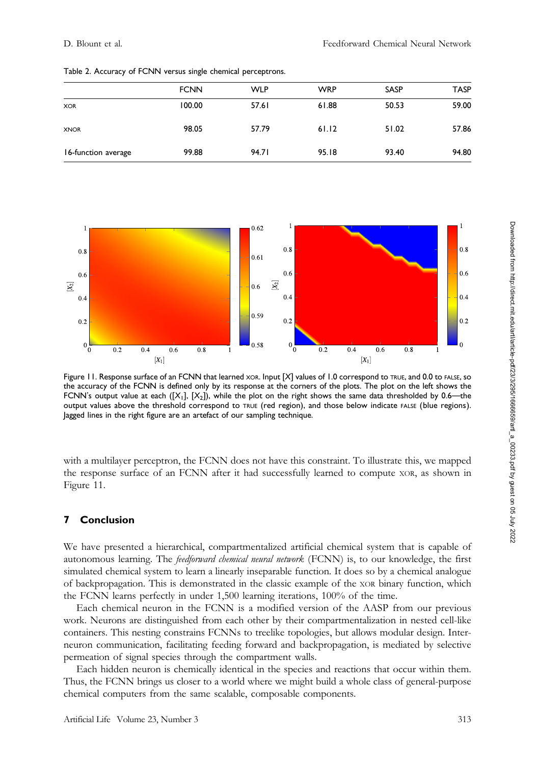Table 2. Accuracy of FCNN versus single chemical perceptrons.

| | FCNN | WLP | WRP | SASP | TASP |
|---|---|---|---|---|---|
| XOR | 100.00 | 57.61 | 61.88 | 50.53 | 59.00 |
| XNOR | 98.05 | 57.79 | 61.12 | 51.02 | 57.86 |
| 16-function average | 99.88 | 94.71 | 95.18 | 93.40 | 94.80 |

Figure 11. Response surface of an FCNN that learned XOR. Input $[X]$ values of 1.0 correspond to TRUE, and 0.0 to FALSE, so the accuracy of the FCNN is defined only by its response at the corners of the plots. The plot on the left shows the FCNN's output value at each $([X_1], [X_2])$, while the plot on the right shows the same data thresholded by 0.6—the output values above the threshold correspond to TRUE (red region), and those below indicate FALSE (blue regions). Jagged lines in the right figure are an artefact of our sampling technique.

with a multilayer perceptron, the FCNN does not have this constraint. To illustrate this, we mapped the response surface of an FCNN after it had successfully learned to compute XOR, as shown in Figure 11.

## 7 Conclusion

We have presented a hierarchical, compartmentalized artificial chemical system that is capable of autonomous learning. The *feedforward chemical neural network* (FCNN) is, to our knowledge, the first simulated chemical system to learn a linearly inseparable function. It does so by a chemical analogue of backpropagation. This is demonstrated in the classic example of the XOR binary function, which the FCNN learns perfectly in under 1,500 learning iterations, 100% of the time.

Each chemical neuron in the FCNN is a modified version of the AASP from our previous work. Neurons are distinguished from each other by their compartmentalization in nested cell-like containers. This nesting constrains FCNNs to treelike topologies, but allows modular design. Interneuron communication, facilitating feeding forward and backpropagation, is mediated by selective permeation of signal species through the compartment walls.

Each hidden neuron is chemically identical in the species and reactions that occur within them. Thus, the FCNN brings us closer to a world where we might build a whole class of general-purpose chemical computers from the same scalable, composable components.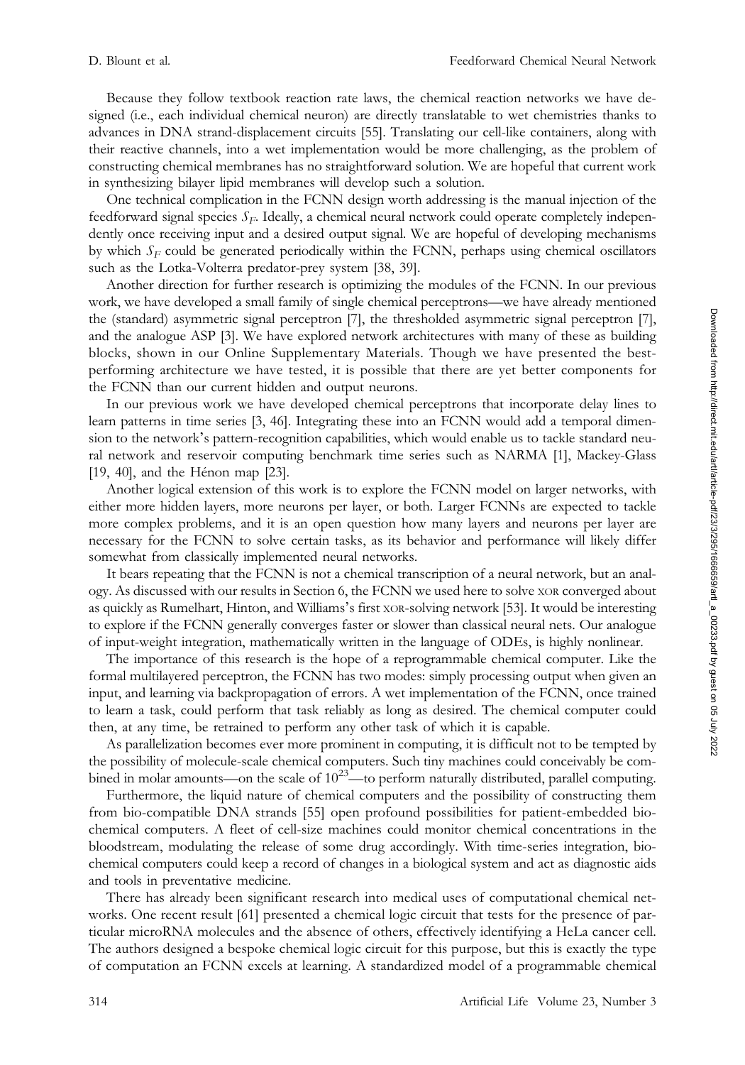Because they follow textbook reaction rate laws, the chemical reaction networks we have designed (i.e., each individual chemical neuron) are directly translatable to wet chemistries thanks to advances in DNA strand-displacement circuits [55]. Translating our cell-like containers, along with their reactive channels, into a wet implementation would be more challenging, as the problem of constructing chemical membranes has no straightforward solution. We are hopeful that current work in synthesizing bilayer lipid membranes will develop such a solution.

One technical complication in the FCNN design worth addressing is the manual injection of the feedforward signal species $S_F$. Ideally, a chemical neural network could operate completely independently once receiving input and a desired output signal. We are hopeful of developing mechanisms by which $S_F$ could be generated periodically within the FCNN, perhaps using chemical oscillators such as the Lotka-Volterra predator-prey system [38, 39].

Another direction for further research is optimizing the modules of the FCNN. In our previous work, we have developed a small family of single chemical perceptrons—we have already mentioned the (standard) asymmetric signal perceptron [7], the thresholded asymmetric signal perceptron [7], and the analogue ASP [3]. We have explored network architectures with many of these as building blocks, shown in our Online Supplementary Materials. Though we have presented the best-performing architecture we have tested, it is possible that there are yet better components for the FCNN than our current hidden and output neurons.

In our previous work we have developed chemical perceptrons that incorporate delay lines to learn patterns in time series [3, 46]. Integrating these into an FCNN would add a temporal dimension to the network's pattern-recognition capabilities, which would enable us to tackle standard neural network and reservoir computing benchmark time series such as NARMA [1], Mackey-Glass [19, 40], and the Hénon map [23].

Another logical extension of this work is to explore the FCNN model on larger networks, with either more hidden layers, more neurons per layer, or both. Larger FCNNs are expected to tackle more complex problems, and it is an open question how many layers and neurons per layer are necessary for the FCNN to solve certain tasks, as its behavior and performance will likely differ somewhat from classically implemented neural networks.

It bears repeating that the FCNN is not a chemical transcription of a neural network, but an analogy. As discussed with our results in Section 6, the FCNN we used here to solve XOR converged about as quickly as Rumelhart, Hinton, and Williams's first XOR-solving network [53]. It would be interesting to explore if the FCNN generally converges faster or slower than classical neural nets. Our analogue of input-weight integration, mathematically written in the language of ODEs, is highly nonlinear.

The importance of this research is the hope of a reprogrammable chemical computer. Like the formal multilayered perceptron, the FCNN has two modes: simply processing output when given an input, and learning via backpropagation of errors. A wet implementation of the FCNN, once trained to learn a task, could perform that task reliably as long as desired. The chemical computer could then, at any time, be retrained to perform any other task of which it is capable.

As parallelization becomes ever more prominent in computing, it is difficult not to be tempted by the possibility of molecule-scale chemical computers. Such tiny machines could conceivably be combined in molar amounts—on the scale of $10^{23}$—to perform naturally distributed, parallel computing.

Furthermore, the liquid nature of chemical computers and the possibility of constructing them from bio-compatible DNA strands [55] open profound possibilities for patient-embedded biochemical computers. A fleet of cell-size machines could monitor chemical concentrations in the bloodstream, modulating the release of some drug accordingly. With time-series integration, biochemical computers could keep a record of changes in a biological system and act as diagnostic aids and tools in preventative medicine.

There has already been significant research into medical uses of computational chemical networks. One recent result [61] presented a chemical logic circuit that tests for the presence of particular microRNA molecules and the absence of others, effectively identifying a HeLa cancer cell. The authors designed a bespoke chemical logic circuit for this purpose, but this is exactly the type of computation an FCNN excels at learning. A standardized model of a programmable chemical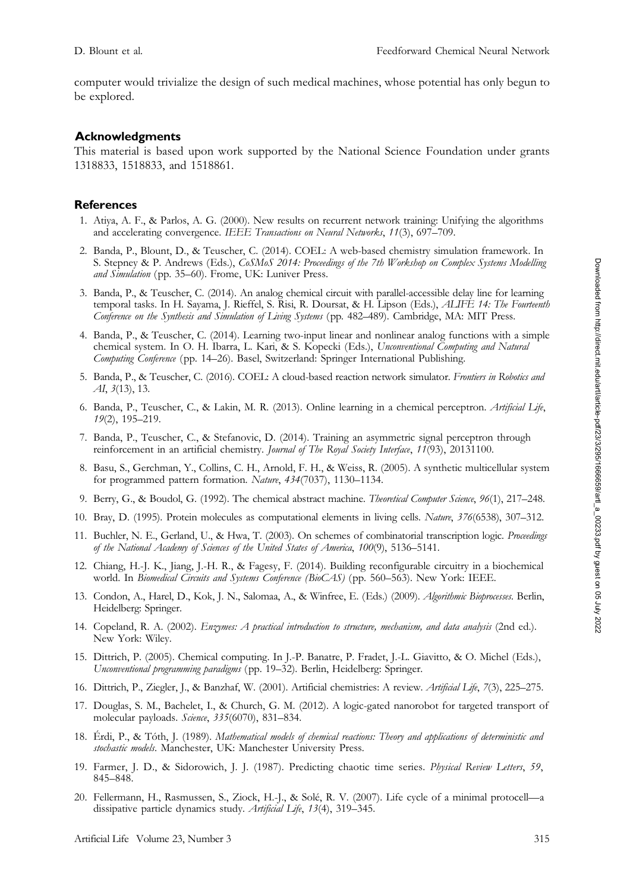computer would trivialize the design of such medical machines, whose potential has only begun to be explored.

## Acknowledgments

This material is based upon work supported by the National Science Foundation under grants 1318833, 1518833, and 1518861.

## References

1. Atiya, A. F., & Parlos, A. G. (2000). New results on recurrent network training: Unifying the algorithms and accelerating convergence. *IEEE Transactions on Neural Networks*, *11*(3), 697–709.
2. Banda, P., Blount, D., & Teuscher, C. (2014). COEL: A web-based chemistry simulation framework. In S. Stepney & P. Andrews (Eds.), *CoSMoS 2014: Proceedings of the 7th Workshop on Complex Systems Modelling and Simulation* (pp. 35–60). Frome, UK: Luniver Press.
3. Banda, P., & Teuscher, C. (2014). An analog chemical circuit with parallel-accessible delay line for learning temporal tasks. In H. Sayama, J. Rieffel, S. Risi, R. Doursat, & H. Lipson (Eds.), *ALIFE 14: The Fourteenth Conference on the Synthesis and Simulation of Living Systems* (pp. 482–489). Cambridge, MA: MIT Press.
4. Banda, P., & Teuscher, C. (2014). Learning two-input linear and nonlinear analog functions with a simple chemical system. In O. H. Ibarra, L. Kari, & S. Kopecki (Eds.), *Unconventional Computing and Natural Computing Conference* (pp. 14–26). Basel, Switzerland: Springer International Publishing.
5. Banda, P., & Teuscher, C. (2016). COEL: A cloud-based reaction network simulator. *Frontiers in Robotics and AI*, *3*(13), 13.
6. Banda, P., Teuscher, C., & Lakin, M. R. (2013). Online learning in a chemical perceptron. *Artificial Life*, *19*(2), 195–219.
7. Banda, P., Teuscher, C., & Stefanovic, D. (2014). Training an asymmetric signal perceptron through reinforcement in an artificial chemistry. *Journal of The Royal Society Interface*, *11*(93), 20131100.
8. Basu, S., Gerchman, Y., Collins, C. H., Arnold, F. H., & Weiss, R. (2005). A synthetic multicellular system for programmed pattern formation. *Nature*, *434*(7037), 1130–1134.
9. Berry, G., & Boudol, G. (1992). The chemical abstract machine. *Theoretical Computer Science*, *96*(1), 217–248.
10. Bray, D. (1995). Protein molecules as computational elements in living cells. *Nature*, *376*(6538), 307–312.
11. Buchler, N. E., Gerland, U., & Hwa, T. (2003). On schemes of combinatorial transcription logic. *Proceedings of the National Academy of Sciences of the United States of America*, *100*(9), 5136–5141.
12. Chiang, H.-J. K., Jiang, J.-H. R., & Fagesy, F. (2014). Building reconfigurable circuitry in a biochemical world. In *Biomedical Circuits and Systems Conference (BioCAS)* (pp. 560–563). New York: IEEE.
13. Condon, A., Harel, D., Kok, J. N., Salomaa, A., & Winfree, E. (Eds.) (2009). *Algorithmic Bioprocesses*. Berlin, Heidelberg: Springer.
14. Copeland, R. A. (2002). *Enzymes: A practical introduction to structure, mechanism, and data analysis* (2nd ed.). New York: Wiley.
15. Dittrich, P. (2005). Chemical computing. In J.-P. Banatre, P. Fradet, J.-L. Giavitto, & O. Michel (Eds.), *Unconventional programming paradigms* (pp. 19–32). Berlin, Heidelberg: Springer.
16. Dittrich, P., Ziegler, J., & Banzhaf, W. (2001). Artificial chemistries: A review. *Artificial Life*, *7*(3), 225–275.
17. Douglas, S. M., Bachelet, I., & Church, G. M. (2012). A logic-gated nanorobot for targeted transport of molecular payloads. *Science*, *335*(6070), 831–834.
18. Érdi, P., & Tóth, J. (1989). *Mathematical models of chemical reactions: Theory and applications of deterministic and stochastic models*. Manchester, UK: Manchester University Press.
19. Farmer, J. D., & Sidorowich, J. J. (1987). Predicting chaotic time series. *Physical Review Letters*, *59*, 845–848.
20. Fellermann, H., Rasmussen, S., Ziock, H.-J., & Solé, R. V. (2007). Life cycle of a minimal protocell—a dissipative particle dynamics study. *Artificial Life*, *13*(4), 319–345.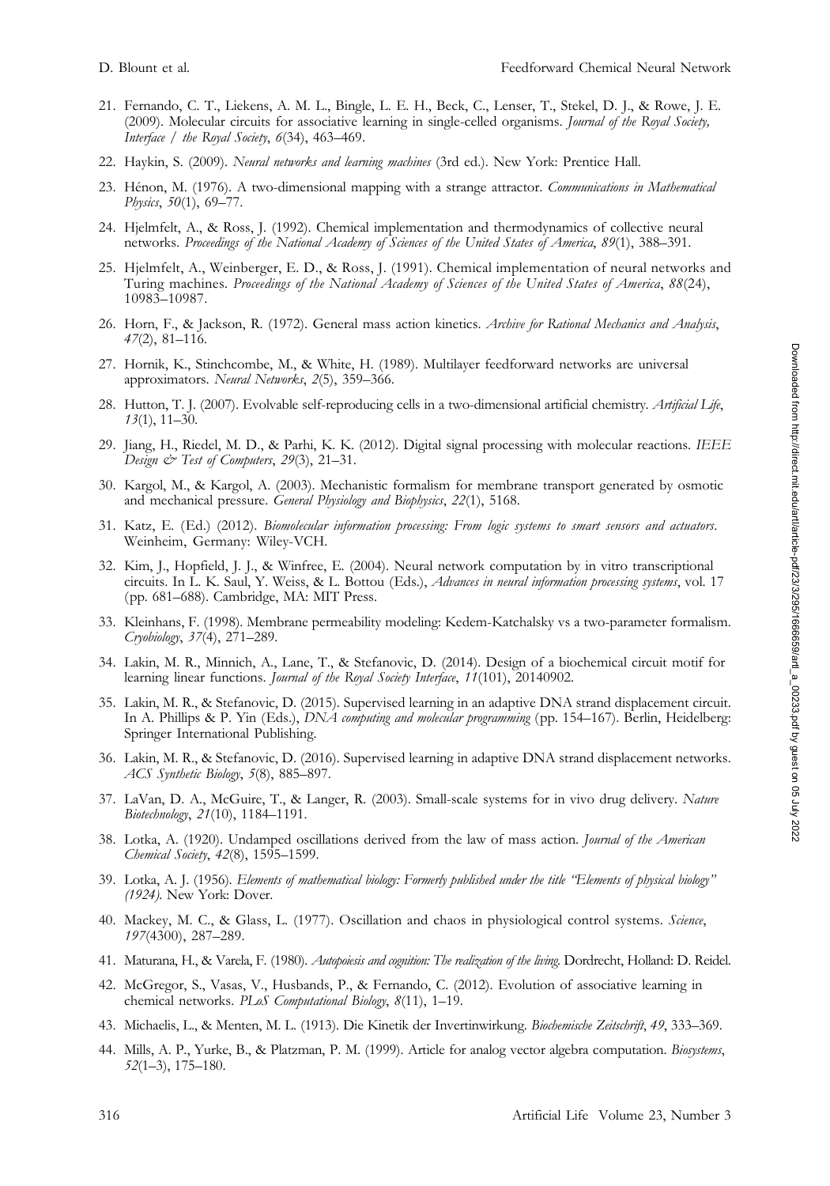21. Fernando, C. T., Liekens, A. M. L., Bingle, L. E. H., Beck, C., Lenser, T., Stekel, D. J., & Rowe, J. E. (2009). Molecular circuits for associative learning in single-celled organisms. *Journal of the Royal Society, Interface / the Royal Society*, *6*(34), 463–469.
22. Haykin, S. (2009). *Neural networks and learning machines* (3rd ed.). New York: Prentice Hall.
23. Hénon, M. (1976). A two-dimensional mapping with a strange attractor. *Communications in Mathematical Physics*, *50*(1), 69–77.
24. Hjelmfelt, A., & Ross, J. (1992). Chemical implementation and thermodynamics of collective neural networks. *Proceedings of the National Academy of Sciences of the United States of America*, *89*(1), 388–391.
25. Hjelmfelt, A., Weinberger, E. D., & Ross, J. (1991). Chemical implementation of neural networks and Turing machines. *Proceedings of the National Academy of Sciences of the United States of America*, *88*(24), 10983–10987.
26. Horn, F., & Jackson, R. (1972). General mass action kinetics. *Archive for Rational Mechanics and Analysis*, *47*(2), 81–116.
27. Hornik, K., Stinchcombe, M., & White, H. (1989). Multilayer feedforward networks are universal approximators. *Neural Networks*, *2*(5), 359–366.
28. Hutton, T. J. (2007). Evolvable self-reproducing cells in a two-dimensional artificial chemistry. *Artificial Life*, *13*(1), 11–30.
29. Jiang, H., Riedel, M. D., & Parhi, K. K. (2012). Digital signal processing with molecular reactions. *IEEE Design & Test of Computers*, *29*(3), 21–31.
30. Kargol, M., & Kargol, A. (2003). Mechanistic formalism for membrane transport generated by osmotic and mechanical pressure. *General Physiology and Biophysics*, *22*(1), 5168.
31. Katz, E. (Ed.) (2012). *Biomolecular information processing: From logic systems to smart sensors and actuators*. Weinheim, Germany: Wiley-VCH.
32. Kim, J., Hopfield, J. J., & Winfree, E. (2004). Neural network computation by in vitro transcriptional circuits. In L. K. Saul, Y. Weiss, & L. Bottou (Eds.), *Advances in neural information processing systems*, vol. 17 (pp. 681–688). Cambridge, MA: MIT Press.
33. Kleinhans, F. (1998). Membrane permeability modeling: Kedem-Katchalsky vs a two-parameter formalism. *Cryobiology*, *37*(4), 271–289.
34. Lakin, M. R., Minnich, A., Lane, T., & Stefanovic, D. (2014). Design of a biochemical circuit motif for learning linear functions. *Journal of the Royal Society Interface*, *11*(101), 20140902.
35. Lakin, M. R., & Stefanovic, D. (2015). Supervised learning in an adaptive DNA strand displacement circuit. In A. Phillips & P. Yin (Eds.), *DNA computing and molecular programming* (pp. 154–167). Berlin, Heidelberg: Springer International Publishing.
36. Lakin, M. R., & Stefanovic, D. (2016). Supervised learning in adaptive DNA strand displacement networks. *ACS Synthetic Biology*, *5*(8), 885–897.
37. LaVan, D. A., McGuire, T., & Langer, R. (2003). Small-scale systems for in vivo drug delivery. *Nature Biotechnology*, *21*(10), 1184–1191.
38. Lotka, A. (1920). Undamped oscillations derived from the law of mass action. *Journal of the American Chemical Society*, *42*(8), 1595–1599.
39. Lotka, A. J. (1956). *Elements of mathematical biology: Formerly published under the title "Elements of physical biology" (1924)*. New York: Dover.
40. Mackey, M. C., & Glass, L. (1977). Oscillation and chaos in physiological control systems. *Science*, *197*(4300), 287–289.
41. Maturana, H., & Varela, F. (1980). *Autopoiesis and cognition: The realization of the living*. Dordrecht, Holland: D. Reidel.
42. McGregor, S., Vasas, V., Husbands, P., & Fernando, C. (2012). Evolution of associative learning in chemical networks. *PLoS Computational Biology*, *8*(11), 1–19.
43. Michaelis, L., & Menten, M. L. (1913). Die Kinetik der Invertinwirkung. *Biochemische Zeitschrift*, *49*, 333–369.
44. Mills, A. P., Yurke, B., & Platzman, P. M. (1999). Article for analog vector algebra computation. *Biosystems*, *52*(1–3), 175–180.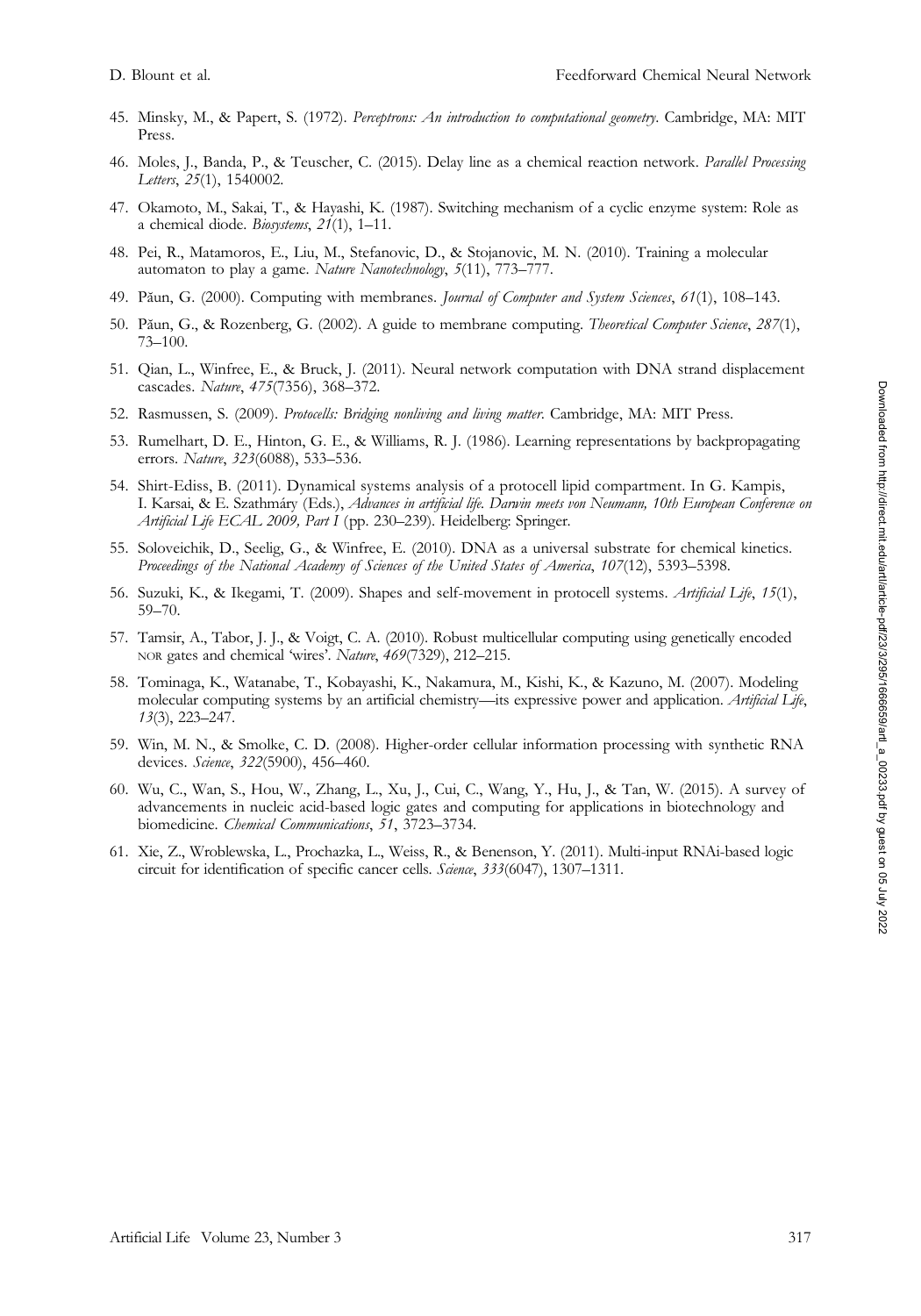45. Minsky, M., & Papert, S. (1972). *Perceptrons: An introduction to computational geometry*. Cambridge, MA: MIT Press.

46. Moles, J., Banda, P., & Teuscher, C. (2015). Delay line as a chemical reaction network. *Parallel Processing Letters*, *25*(1), 1540002.

47. Okamoto, M., Sakai, T., & Hayashi, K. (1987). Switching mechanism of a cyclic enzyme system: Role as a chemical diode. *Biosystems*, *21*(1), 1–11.

48. Pei, R., Matamoros, E., Liu, M., Stefanovic, D., & Stojanovic, M. N. (2010). Training a molecular automaton to play a game. *Nature Nanotechnology*, *5*(11), 773–777.

49. Păun, G. (2000). Computing with membranes. *Journal of Computer and System Sciences*, *61*(1), 108–143.

50. Păun, G., & Rozenberg, G. (2002). A guide to membrane computing. *Theoretical Computer Science*, *287*(1), 73–100.

51. Qian, L., Winfree, E., & Bruck, J. (2011). Neural network computation with DNA strand displacement cascades. *Nature*, *475*(7356), 368–372.

52. Rasmussen, S. (2009). *Protocells: Bridging nonliving and living matter*. Cambridge, MA: MIT Press.

53. Rumelhart, D. E., Hinton, G. E., & Williams, R. J. (1986). Learning representations by backpropagating errors. *Nature*, *323*(6088), 533–536.

54. Shirt-Ediss, B. (2011). Dynamical systems analysis of a protocell lipid compartment. In G. Kampis, I. Karsai, & E. Szathmáry (Eds.), *Advances in artificial life. Darwin meets von Neumann, 10th European Conference on Artificial Life ECAL 2009, Part I* (pp. 230–239). Heidelberg: Springer.

55. Soloveichik, D., Seelig, G., & Winfree, E. (2010). DNA as a universal substrate for chemical kinetics. *Proceedings of the National Academy of Sciences of the United States of America*, *107*(12), 5393–5398.

56. Suzuki, K., & Ikegami, T. (2009). Shapes and self-movement in protocell systems. *Artificial Life*, *15*(1), 59–70.

57. Tamsir, A., Tabor, J. J., & Voigt, C. A. (2010). Robust multicellular computing using genetically encoded NOR gates and chemical 'wires'. *Nature*, *469*(7329), 212–215.

58. Tominaga, K., Watanabe, T., Kobayashi, K., Nakamura, M., Kishi, K., & Kazuno, M. (2007). Modeling molecular computing systems by an artificial chemistry—its expressive power and application. *Artificial Life*, *13*(3), 223–247.

59. Win, M. N., & Smolke, C. D. (2008). Higher-order cellular information processing with synthetic RNA devices. *Science*, *322*(5900), 456–460.

60. Wu, C., Wan, S., Hou, W., Zhang, L., Xu, J., Cui, C., Wang, Y., Hu, J., & Tan, W. (2015). A survey of advancements in nucleic acid-based logic gates and computing for applications in biotechnology and biomedicine. *Chemical Communications*, *51*, 3723–3734.

61. Xie, Z., Wroblewska, L., Prochazka, L., Weiss, R., & Benenson, Y. (2011). Multi-input RNAi-based logic circuit for identification of specific cancer cells. *Science*, *333*(6047), 1307–1311.